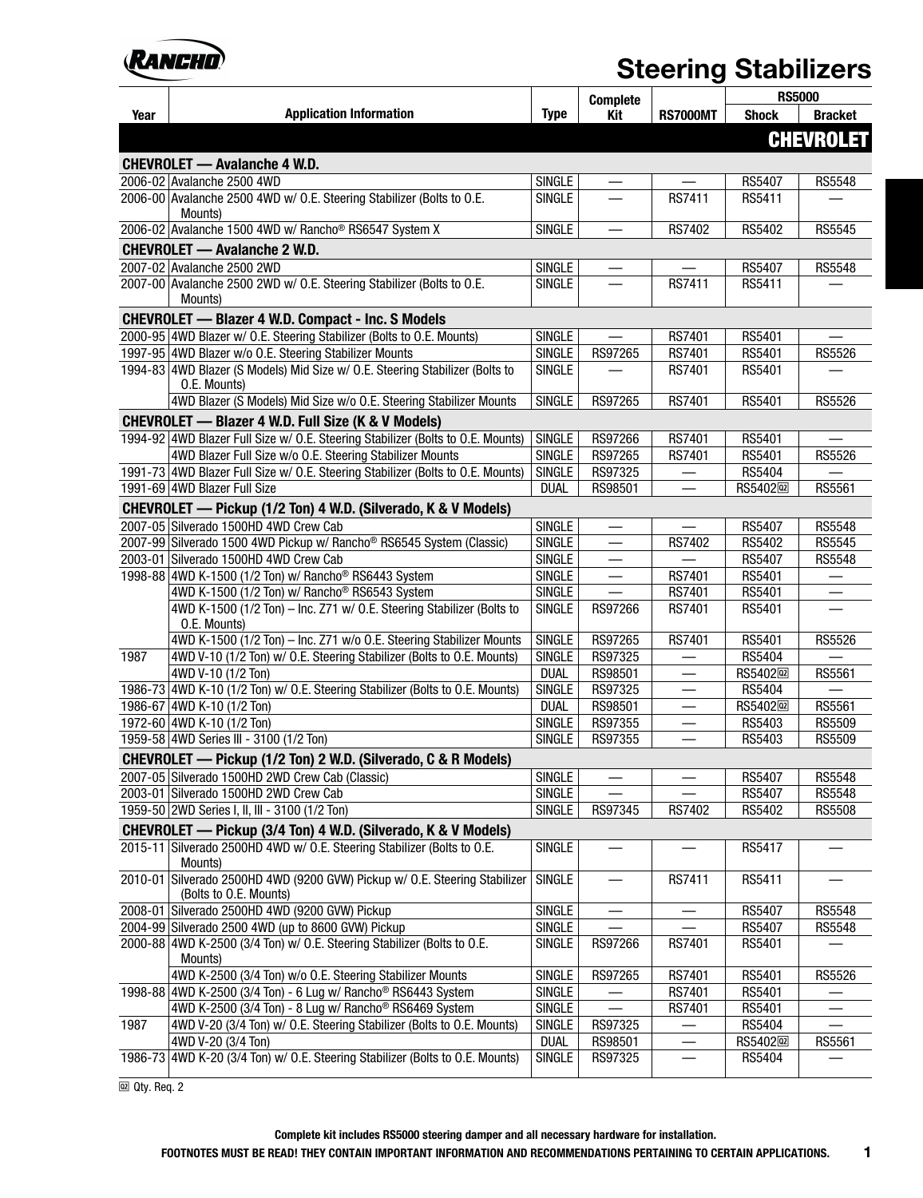# Steering Stabilizers

| Year | Application Information | Type | Complete Kit | RS7000MT | RS5000 | |
|---|---|---|---|---|---|---|
| | | | | | Shock | Bracket |
| | | | | | | **CHEVROLET** |
| **CHEVROLET — Avalanche 4 W.D.** | | | | | | |
| 2006-02 | Avalanche 2500 4WD | SINGLE | — | — | RS5407 | RS5548 |
| 2006-00 | Avalanche 2500 4WD w/ O.E. Steering Stabilizer (Bolts to O.E. Mounts) | SINGLE | — | RS7411 | RS5411 | — |
| 2006-02 | Avalanche 1500 4WD w/ Rancho® RS6547 System X | SINGLE | — | RS7402 | RS5402 | RS5545 |
| **CHEVROLET — Avalanche 2 W.D.** | | | | | | |
| 2007-02 | Avalanche 2500 2WD | SINGLE | — | — | RS5407 | RS5548 |
| 2007-00 | Avalanche 2500 2WD w/ O.E. Steering Stabilizer (Bolts to O.E. Mounts) | SINGLE | — | RS7411 | RS5411 | — |
| **CHEVROLET — Blazer 4 W.D. Compact - Inc. S Models** | | | | | | |
| 2000-95 | 4WD Blazer w/ O.E. Steering Stabilizer (Bolts to O.E. Mounts) | SINGLE | — | RS7401 | RS5401 | — |
| 1997-95 | 4WD Blazer w/o O.E. Steering Stabilizer Mounts | SINGLE | RS97265 | RS7401 | RS5401 | RS5526 |
| 1994-83 | 4WD Blazer (S Models) Mid Size w/ O.E. Steering Stabilizer (Bolts to O.E. Mounts) | SINGLE | — | RS7401 | RS5401 | — |
| | 4WD Blazer (S Models) Mid Size w/o O.E. Steering Stabilizer Mounts | SINGLE | RS97265 | RS7401 | RS5401 | RS5526 |
| **CHEVROLET — Blazer 4 W.D. Full Size (K & V Models)** | | | | | | |
| 1994-92 | 4WD Blazer Full Size w/ O.E. Steering Stabilizer (Bolts to O.E. Mounts) | SINGLE | RS97266 | RS7401 | RS5401 | — |
| | 4WD Blazer Full Size w/o O.E. Steering Stabilizer Mounts | SINGLE | RS97265 | RS7401 | RS5401 | RS5526 |
| 1991-73 | 4WD Blazer Full Size w/ O.E. Steering Stabilizer (Bolts to O.E. Mounts) | SINGLE | RS97325 | — | RS5404 | — |
| 1991-69 | 4WD Blazer Full Size | DUAL | RS98501 | — | RS5402 [02] | RS5561 |
| **CHEVROLET — Pickup (1/2 Ton) 4 W.D. (Silverado, K & V Models)** | | | | | | |
| 2007-05 | Silverado 1500HD 4WD Crew Cab | SINGLE | — | — | RS5407 | RS5548 |
| 2007-99 | Silverado 1500 4WD Pickup w/ Rancho® RS6545 System (Classic) | SINGLE | — | RS7402 | RS5402 | RS5545 |
| 2003-01 | Silverado 1500HD 4WD Crew Cab | SINGLE | — | — | RS5407 | RS5548 |
| 1998-88 | 4WD K-1500 (1/2 Ton) w/ Rancho® RS6443 System | SINGLE | — | RS7401 | RS5401 | — |
| | 4WD K-1500 (1/2 Ton) w/ Rancho® RS6543 System | SINGLE | — | RS7401 | RS5401 | — |
| | 4WD K-1500 (1/2 Ton) – Inc. Z71 w/ O.E. Steering Stabilizer (Bolts to O.E. Mounts) | SINGLE | RS97266 | RS7401 | RS5401 | — |
| | 4WD K-1500 (1/2 Ton) – Inc. Z71 w/o O.E. Steering Stabilizer Mounts | SINGLE | RS97265 | RS7401 | RS5401 | RS5526 |
| 1987 | 4WD V-10 (1/2 Ton) w/ O.E. Steering Stabilizer (Bolts to O.E. Mounts) | SINGLE | RS97325 | — | RS5404 | — |
| | 4WD V-10 (1/2 Ton) | DUAL | RS98501 | — | RS5402 [02] | RS5561 |
| 1986-73 | 4WD K-10 (1/2 Ton) w/ O.E. Steering Stabilizer (Bolts to O.E. Mounts) | SINGLE | RS97325 | — | RS5404 | — |
| 1986-67 | 4WD K-10 (1/2 Ton) | DUAL | RS98501 | — | RS5402 [02] | RS5561 |
| 1972-60 | 4WD K-10 (1/2 Ton) | SINGLE | RS97355 | — | RS5403 | RS5509 |
| 1959-58 | 4WD Series III - 3100 (1/2 Ton) | SINGLE | RS97355 | — | RS5403 | RS5509 |
| **CHEVROLET — Pickup (1/2 Ton) 2 W.D. (Silverado, C & R Models)** | | | | | | |
| 2007-05 | Silverado 1500HD 2WD Crew Cab (Classic) | SINGLE | — | — | RS5407 | RS5548 |
| 2003-01 | Silverado 1500HD 2WD Crew Cab | SINGLE | — | — | RS5407 | RS5548 |
| 1959-50 | 2WD Series I, II, III - 3100 (1/2 Ton) | SINGLE | RS97345 | RS7402 | RS5402 | RS5508 |
| **CHEVROLET — Pickup (3/4 Ton) 4 W.D. (Silverado, K & V Models)** | | | | | | |
| 2015-11 | Silverado 2500HD 4WD w/ O.E. Steering Stabilizer (Bolts to O.E. Mounts) | SINGLE | — | — | RS5417 | — |
| 2010-01 | Silverado 2500HD 4WD (9200 GVW) Pickup w/ O.E. Steering Stabilizer (Bolts to O.E. Mounts) | SINGLE | — | RS7411 | RS5411 | — |
| 2008-01 | Silverado 2500HD 4WD (9200 GVW) Pickup | SINGLE | — | — | RS5407 | RS5548 |
| 2004-99 | Silverado 2500 4WD (up to 8600 GVW) Pickup | SINGLE | — | — | RS5407 | RS5548 |
| 2000-88 | 4WD K-2500 (3/4 Ton) w/ O.E. Steering Stabilizer (Bolts to O.E. Mounts) | SINGLE | RS97266 | RS7401 | RS5401 | — |
| | 4WD K-2500 (3/4 Ton) w/o O.E. Steering Stabilizer Mounts | SINGLE | RS97265 | RS7401 | RS5401 | RS5526 |
| 1998-88 | 4WD K-2500 (3/4 Ton) - 6 Lug w/ Rancho® RS6443 System | SINGLE | — | RS7401 | RS5401 | — |
| | 4WD K-2500 (3/4 Ton) - 8 Lug w/ Rancho® RS6469 System | SINGLE | — | RS7401 | RS5401 | — |
| 1987 | 4WD V-20 (3/4 Ton) w/ O.E. Steering Stabilizer (Bolts to O.E. Mounts) | SINGLE | RS97325 | — | RS5404 | — |
| | 4WD V-20 (3/4 Ton) | DUAL | RS98501 | — | RS5402 [02] | RS5561 |
| 1986-73 | 4WD K-20 (3/4 Ton) w/ O.E. Steering Stabilizer (Bolts to O.E. Mounts) | SINGLE | RS97325 | — | RS5404 | — |

[02] Qty. Req. 2

**Complete kit includes RS5000 steering damper and all necessary hardware for installation.**

**FOOTNOTES MUST BE READ! THEY CONTAIN IMPORTANT INFORMATION AND RECOMMENDATIONS PERTAINING TO CERTAIN APPLICATIONS.**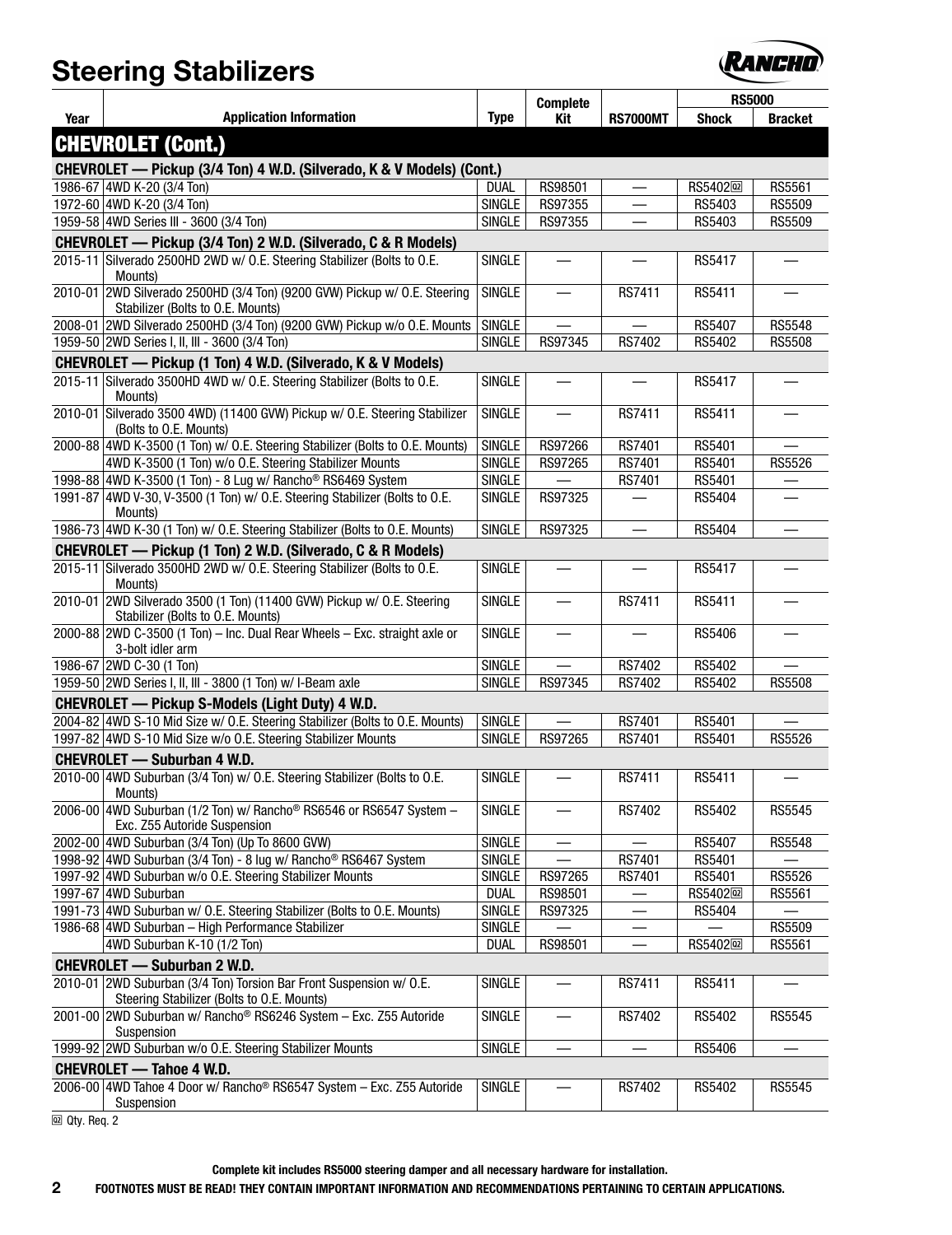# Steering Stabilizers

| Year | Application Information | Type | Complete Kit | RS7000MT | RS5000 Shock | RS5000 Bracket |
|---|---|---|---|---|---|---|
| **CHEVROLET (Cont.)** | | | | | | |
| **CHEVROLET — Pickup (3/4 Ton) 4 W.D. (Silverado, K & V Models) (Cont.)** | | | | | | |
| 1986-67 | 4WD K-20 (3/4 Ton) | DUAL | RS98501 | — | RS5402[02] | RS5561 |
| 1972-60 | 4WD K-20 (3/4 Ton) | SINGLE | RS97355 | — | RS5403 | RS5509 |
| 1959-58 | 4WD Series III - 3600 (3/4 Ton) | SINGLE | RS97355 | — | RS5403 | RS5509 |
| **CHEVROLET — Pickup (3/4 Ton) 2 W.D. (Silverado, C & R Models)** | | | | | | |
| 2015-11 | Silverado 2500HD 2WD w/ O.E. Steering Stabilizer (Bolts to O.E. Mounts) | SINGLE | — | — | RS5417 | — |
| 2010-01 | 2WD Silverado 2500HD (3/4 Ton) (9200 GVW) Pickup w/ O.E. Steering Stabilizer (Bolts to O.E. Mounts) | SINGLE | — | RS7411 | RS5411 | — |
| 2008-01 | 2WD Silverado 2500HD (3/4 Ton) (9200 GVW) Pickup w/o O.E. Mounts | SINGLE | — | — | RS5407 | RS5548 |
| 1959-50 | 2WD Series I, II, III - 3600 (3/4 Ton) | SINGLE | RS97345 | RS7402 | RS5402 | RS5508 |
| **CHEVROLET — Pickup (1 Ton) 4 W.D. (Silverado, K & V Models)** | | | | | | |
| 2015-11 | Silverado 3500HD 4WD w/ O.E. Steering Stabilizer (Bolts to O.E. Mounts) | SINGLE | — | — | RS5417 | — |
| 2010-01 | Silverado 3500 4WD) (11400 GVW) Pickup w/ O.E. Steering Stabilizer (Bolts to O.E. Mounts) | SINGLE | — | RS7411 | RS5411 | — |
| 2000-88 | 4WD K-3500 (1 Ton) w/ O.E. Steering Stabilizer (Bolts to O.E. Mounts) | SINGLE | RS97266 | RS7401 | RS5401 | — |
| | 4WD K-3500 (1 Ton) w/o O.E. Steering Stabilizer Mounts | SINGLE | RS97265 | RS7401 | RS5401 | RS5526 |
| 1998-88 | 4WD K-3500 (1 Ton) - 8 Lug w/ Rancho® RS6469 System | SINGLE | — | RS7401 | RS5401 | — |
| 1991-87 | 4WD V-30, V-3500 (1 Ton) w/ O.E. Steering Stabilizer (Bolts to O.E. Mounts) | SINGLE | RS97325 | — | RS5404 | — |
| 1986-73 | 4WD K-30 (1 Ton) w/ O.E. Steering Stabilizer (Bolts to O.E. Mounts) | SINGLE | RS97325 | — | RS5404 | — |
| **CHEVROLET — Pickup (1 Ton) 2 W.D. (Silverado, C & R Models)** | | | | | | |
| 2015-11 | Silverado 3500HD 2WD w/ O.E. Steering Stabilizer (Bolts to O.E. Mounts) | SINGLE | — | — | RS5417 | — |
| 2010-01 | 2WD Silverado 3500 (1 Ton) (11400 GVW) Pickup w/ O.E. Steering Stabilizer (Bolts to O.E. Mounts) | SINGLE | — | RS7411 | RS5411 | — |
| 2000-88 | 2WD C-3500 (1 Ton) – Inc. Dual Rear Wheels – Exc. straight axle or 3-bolt idler arm | SINGLE | — | — | RS5406 | — |
| 1986-67 | 2WD C-30 (1 Ton) | SINGLE | — | RS7402 | RS5402 | — |
| 1959-50 | 2WD Series I, II, III - 3800 (1 Ton) w/ I-Beam axle | SINGLE | RS97345 | RS7402 | RS5402 | RS5508 |
| **CHEVROLET — Pickup S-Models (Light Duty) 4 W.D.** | | | | | | |
| 2004-82 | 4WD S-10 Mid Size w/ O.E. Steering Stabilizer (Bolts to O.E. Mounts) | SINGLE | — | RS7401 | RS5401 | — |
| 1997-82 | 4WD S-10 Mid Size w/o O.E. Steering Stabilizer Mounts | SINGLE | RS97265 | RS7401 | RS5401 | RS5526 |
| **CHEVROLET — Suburban 4 W.D.** | | | | | | |
| 2010-00 | 4WD Suburban (3/4 Ton) w/ O.E. Steering Stabilizer (Bolts to O.E. Mounts) | SINGLE | — | RS7411 | RS5411 | — |
| 2006-00 | 4WD Suburban (1/2 Ton) w/ Rancho® RS6546 or RS6547 System – Exc. Z55 Autoride Suspension | SINGLE | — | RS7402 | RS5402 | RS5545 |
| 2002-00 | 4WD Suburban (3/4 Ton) (Up To 8600 GVW) | SINGLE | — | — | RS5407 | RS5548 |
| 1998-92 | 4WD Suburban (3/4 Ton) - 8 lug w/ Rancho® RS6467 System | SINGLE | — | RS7401 | RS5401 | — |
| 1997-92 | 4WD Suburban w/o O.E. Steering Stabilizer Mounts | SINGLE | RS97265 | RS7401 | RS5401 | RS5526 |
| 1997-67 | 4WD Suburban | DUAL | RS98501 | — | RS5402[02] | RS5561 |
| 1991-73 | 4WD Suburban w/ O.E. Steering Stabilizer (Bolts to O.E. Mounts) | SINGLE | RS97325 | — | RS5404 | — |
| 1986-68 | 4WD Suburban – High Performance Stabilizer | SINGLE | — | — | — | RS5509 |
| | 4WD Suburban K-10 (1/2 Ton) | DUAL | RS98501 | — | RS5402[02] | RS5561 |
| **CHEVROLET — Suburban 2 W.D.** | | | | | | |
| 2010-01 | 2WD Suburban (3/4 Ton) Torsion Bar Front Suspension w/ O.E. Steering Stabilizer (Bolts to O.E. Mounts) | SINGLE | — | RS7411 | RS5411 | — |
| 2001-00 | 2WD Suburban w/ Rancho® RS6246 System – Exc. Z55 Autoride Suspension | SINGLE | — | RS7402 | RS5402 | RS5545 |
| 1999-92 | 2WD Suburban w/o O.E. Steering Stabilizer Mounts | SINGLE | — | — | RS5406 | — |
| **CHEVROLET — Tahoe 4 W.D.** | | | | | | |
| 2006-00 | 4WD Tahoe 4 Door w/ Rancho® RS6547 System – Exc. Z55 Autoride Suspension | SINGLE | — | RS7402 | RS5402 | RS5545 |

[02] Qty. Req. 2

**Complete kit includes RS5000 steering damper and all necessary hardware for installation.**

**FOOTNOTES MUST BE READ! THEY CONTAIN IMPORTANT INFORMATION AND RECOMMENDATIONS PERTAINING TO CERTAIN APPLICATIONS.**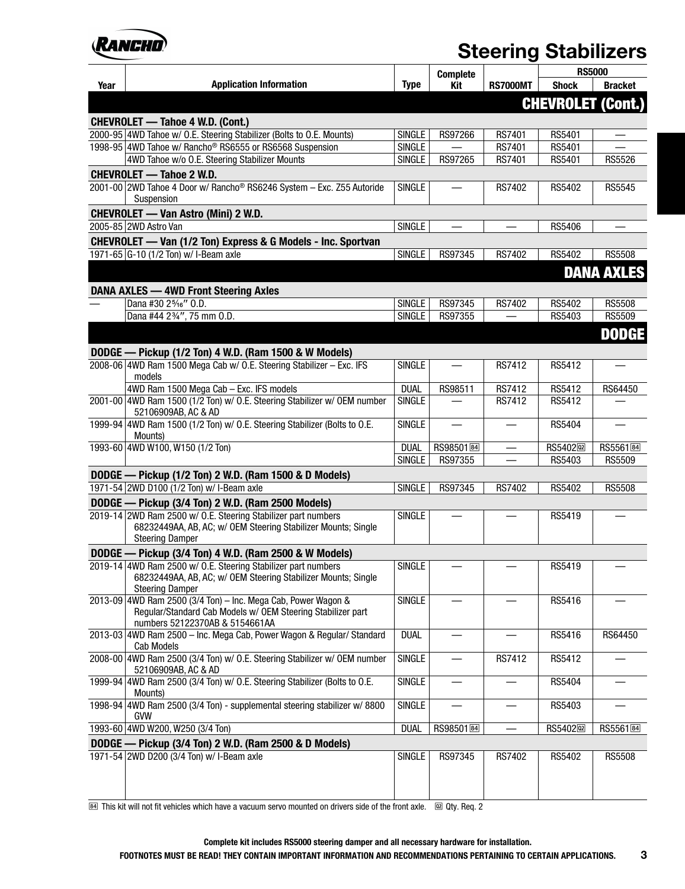# Steering Stabilizers

| Year | Application Information | Type | Complete Kit | RS7000MT | RS5000 Shock | RS5000 Bracket |
|---|---|---|---|---|---|---|
| **CHEVROLET (Cont.)** | | | | | | |
| **CHEVROLET — Tahoe 4 W.D. (Cont.)** | | | | | | |
| 2000-95 | 4WD Tahoe w/ O.E. Steering Stabilizer (Bolts to O.E. Mounts) | SINGLE | RS97266 | RS7401 | RS5401 | — |
| 1998-95 | 4WD Tahoe w/ Rancho® RS6555 or RS6568 Suspension | SINGLE | — | RS7401 | RS5401 | — |
| | 4WD Tahoe w/o O.E. Steering Stabilizer Mounts | SINGLE | RS97265 | RS7401 | RS5401 | RS5526 |
| **CHEVROLET — Tahoe 2 W.D.** | | | | | | |
| 2001-00 | 2WD Tahoe 4 Door w/ Rancho® RS6246 System – Exc. Z55 Autoride Suspension | SINGLE | — | RS7402 | RS5402 | RS5545 |
| **CHEVROLET — Van Astro (Mini) 2 W.D.** | | | | | | |
| 2005-85 | 2WD Astro Van | SINGLE | — | — | RS5406 | — |
| **CHEVROLET — Van (1/2 Ton) Express & G Models - Inc. Sportvan** | | | | | | |
| 1971-65 | G-10 (1/2 Ton) w/ I-Beam axle | SINGLE | RS97345 | RS7402 | RS5402 | RS5508 |
| **DANA AXLES** | | | | | | |
| **DANA AXLES — 4WD Front Steering Axles** | | | | | | |
| — | Dana #30 2⁵⁄₁₆″ O.D. | SINGLE | RS97345 | RS7402 | RS5402 | RS5508 |
| | Dana #44 2¾″, 75 mm O.D. | SINGLE | RS97355 | — | RS5403 | RS5509 |
| **DODGE** | | | | | | |
| **DODGE — Pickup (1/2 Ton) 4 W.D. (Ram 1500 & W Models)** | | | | | | |
| 2008-06 | 4WD Ram 1500 Mega Cab w/ O.E. Steering Stabilizer – Exc. IFS models | SINGLE | — | RS7412 | RS5412 | — |
| | 4WD Ram 1500 Mega Cab – Exc. IFS models | DUAL | RS98511 | RS7412 | RS5412 | RS64450 |
| 2001-00 | 4WD Ram 1500 (1/2 Ton) w/ O.E. Steering Stabilizer w/ OEM number 52106909AB, AC & AD | SINGLE | — | RS7412 | RS5412 | — |
| 1999-94 | 4WD Ram 1500 (1/2 Ton) w/ O.E. Steering Stabilizer (Bolts to O.E. Mounts) | SINGLE | — | — | RS5404 | — |
| 1993-60 | 4WD W100, W150 (1/2 Ton) | DUAL | RS98501 [84] | — | RS5402 [02] | RS5561 [84] |
| | | SINGLE | RS97355 | — | RS5403 | RS5509 |
| **DODGE — Pickup (1/2 Ton) 2 W.D. (Ram 1500 & D Models)** | | | | | | |
| 1971-54 | 2WD D100 (1/2 Ton) w/ I-Beam axle | SINGLE | RS97345 | RS7402 | RS5402 | RS5508 |
| **DODGE — Pickup (3/4 Ton) 2 W.D. (Ram 2500 Models)** | | | | | | |
| 2019-14 | 2WD Ram 2500 w/ O.E. Steering Stabilizer part numbers 68232449AA, AB, AC; w/ OEM Steering Stabilizer Mounts; Single Steering Damper | SINGLE | — | — | RS5419 | — |
| **DODGE — Pickup (3/4 Ton) 4 W.D. (Ram 2500 & W Models)** | | | | | | |
| 2019-14 | 4WD Ram 2500 w/ O.E. Steering Stabilizer part numbers 68232449AA, AB, AC; w/ OEM Steering Stabilizer Mounts; Single Steering Damper | SINGLE | — | — | RS5419 | — |
| 2013-09 | 4WD Ram 2500 (3/4 Ton) – Inc. Mega Cab, Power Wagon & Regular/Standard Cab Models w/ OEM Steering Stabilizer part numbers 52122370AB & 5154661AA | SINGLE | — | — | RS5416 | — |
| 2013-03 | 4WD Ram 2500 – Inc. Mega Cab, Power Wagon & Regular/ Standard Cab Models | DUAL | — | — | RS5416 | RS64450 |
| 2008-00 | 4WD Ram 2500 (3/4 Ton) w/ O.E. Steering Stabilizer w/ OEM number 52106909AB, AC & AD | SINGLE | — | RS7412 | RS5412 | — |
| 1999-94 | 4WD Ram 2500 (3/4 Ton) w/ O.E. Steering Stabilizer (Bolts to O.E. Mounts) | SINGLE | — | — | RS5404 | — |
| 1998-94 | 4WD Ram 2500 (3/4 Ton) - supplemental steering stabilizer w/ 8800 GVW | SINGLE | — | — | RS5403 | — |
| 1993-60 | 4WD W200, W250 (3/4 Ton) | DUAL | RS98501 [84] | — | RS5402 [02] | RS5561 [84] |
| **DODGE — Pickup (3/4 Ton) 2 W.D. (Ram 2500 & D Models)** | | | | | | |
| 1971-54 | 2WD D200 (3/4 Ton) w/ I-Beam axle | SINGLE | RS97345 | RS7402 | RS5402 | RS5508 |

[84] This kit will not fit vehicles which have a vacuum servo mounted on drivers side of the front axle. [02] Qty. Req. 2

**Complete kit includes RS5000 steering damper and all necessary hardware for installation.**

**FOOTNOTES MUST BE READ! THEY CONTAIN IMPORTANT INFORMATION AND RECOMMENDATIONS PERTAINING TO CERTAIN APPLICATIONS.**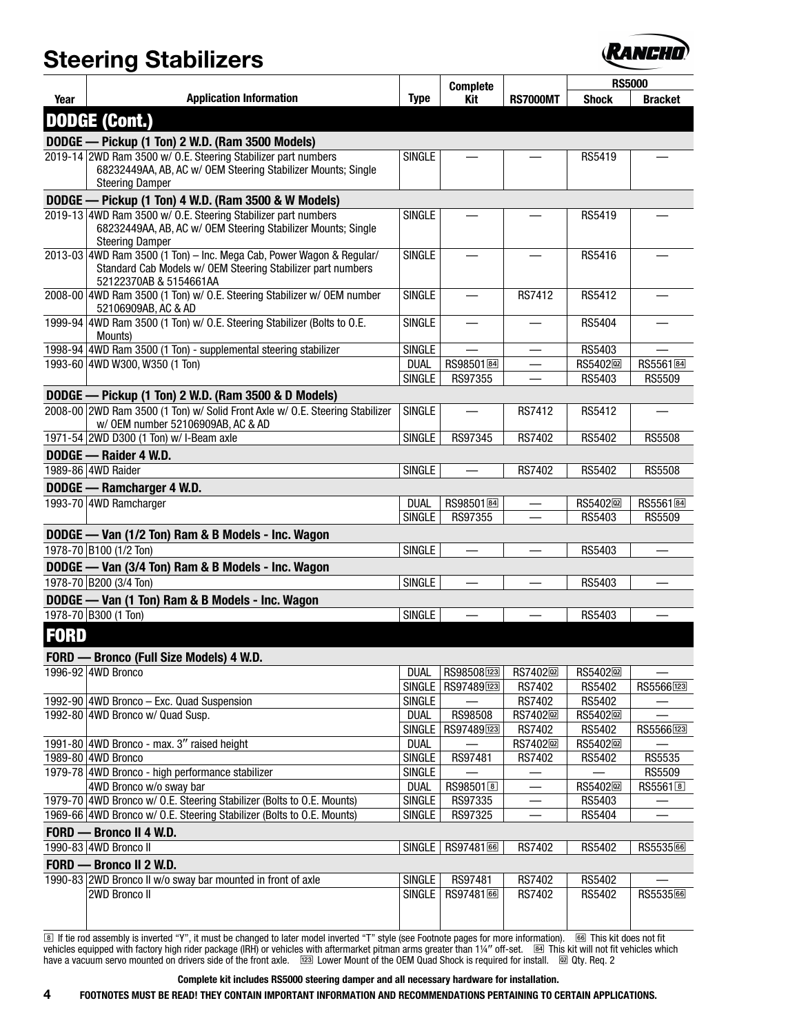# Steering Stabilizers

| Year | Application Information | Type | Complete Kit | RS7000MT | RS5000 Shock | RS5000 Bracket |
|---|---|---|---|---|---|---|
| **DODGE (Cont.)** | | | | | | |
| **DODGE — Pickup (1 Ton) 2 W.D. (Ram 3500 Models)** | | | | | | |
| 2019-14 | 2WD Ram 3500 w/ O.E. Steering Stabilizer part numbers 68232449AA, AB, AC w/ OEM Steering Stabilizer Mounts; Single Steering Damper | SINGLE | — | — | RS5419 | — |
| **DODGE — Pickup (1 Ton) 4 W.D. (Ram 3500 & W Models)** | | | | | | |
| 2019-13 | 4WD Ram 3500 w/ O.E. Steering Stabilizer part numbers 68232449AA, AB, AC w/ OEM Steering Stabilizer Mounts; Single Steering Damper | SINGLE | — | — | RS5419 | — |
| 2013-03 | 4WD Ram 3500 (1 Ton) – Inc. Mega Cab, Power Wagon & Regular/ Standard Cab Models w/ OEM Steering Stabilizer part numbers 52122370AB & 5154661AA | SINGLE | — | — | RS5416 | — |
| 2008-00 | 4WD Ram 3500 (1 Ton) w/ O.E. Steering Stabilizer w/ OEM number 52106909AB, AC & AD | SINGLE | — | RS7412 | RS5412 | — |
| 1999-94 | 4WD Ram 3500 (1 Ton) w/ O.E. Steering Stabilizer (Bolts to O.E. Mounts) | SINGLE | — | — | RS5404 | — |
| 1998-94 | 4WD Ram 3500 (1 Ton) - supplemental steering stabilizer | SINGLE | — | — | RS5403 | — |
| 1993-60 | 4WD W300, W350 (1 Ton) | DUAL | RS98501 [84] | — | RS5402 [02] | RS5561 [84] |
| | | SINGLE | RS97355 | — | RS5403 | RS5509 |
| **DODGE — Pickup (1 Ton) 2 W.D. (Ram 3500 & D Models)** | | | | | | |
| 2008-00 | 2WD Ram 3500 (1 Ton) w/ Solid Front Axle w/ O.E. Steering Stabilizer w/ OEM number 52106909AB, AC & AD | SINGLE | — | RS7412 | RS5412 | — |
| 1971-54 | 2WD D300 (1 Ton) w/ I-Beam axle | SINGLE | RS97345 | RS7402 | RS5402 | RS5508 |
| **DODGE — Raider 4 W.D.** | | | | | | |
| 1989-86 | 4WD Raider | SINGLE | — | RS7402 | RS5402 | RS5508 |
| **DODGE — Ramcharger 4 W.D.** | | | | | | |
| 1993-70 | 4WD Ramcharger | DUAL | RS98501 [84] | — | RS5402 [02] | RS5561 [84] |
| | | SINGLE | RS97355 | — | RS5403 | RS5509 |
| **DODGE — Van (1/2 Ton) Ram & B Models - Inc. Wagon** | | | | | | |
| 1978-70 | B100 (1/2 Ton) | SINGLE | — | — | RS5403 | — |
| **DODGE — Van (3/4 Ton) Ram & B Models - Inc. Wagon** | | | | | | |
| 1978-70 | B200 (3/4 Ton) | SINGLE | — | — | RS5403 | — |
| **DODGE — Van (1 Ton) Ram & B Models - Inc. Wagon** | | | | | | |
| 1978-70 | B300 (1 Ton) | SINGLE | — | — | RS5403 | — |
| **FORD** | | | | | | |
| **FORD — Bronco (Full Size Models) 4 W.D.** | | | | | | |
| 1996-92 | 4WD Bronco | DUAL | RS98508 [123] | RS7402 [02] | RS5402 [02] | — |
| | | SINGLE | RS97489 [123] | RS7402 | RS5402 | RS5566 [123] |
| 1992-90 | 4WD Bronco – Exc. Quad Suspension | SINGLE | — | RS7402 | RS5402 | — |
| 1992-80 | 4WD Bronco w/ Quad Susp. | DUAL | RS98508 | RS7402 [02] | RS5402 [02] | — |
| | | SINGLE | RS97489 [123] | RS7402 | RS5402 | RS5566 [123] |
| 1991-80 | 4WD Bronco - max. 3″ raised height | DUAL | — | RS7402 [02] | RS5402 [02] | — |
| 1989-80 | 4WD Bronco | SINGLE | RS97481 | RS7402 | RS5402 | RS5535 |
| 1979-78 | 4WD Bronco - high performance stabilizer | SINGLE | — | — | — | RS5509 |
| | 4WD Bronco w/o sway bar | DUAL | RS98501 [8] | — | RS5402 [02] | RS5561 [8] |
| 1979-70 | 4WD Bronco w/ O.E. Steering Stabilizer (Bolts to O.E. Mounts) | SINGLE | RS97335 | — | RS5403 | — |
| 1969-66 | 4WD Bronco w/ O.E. Steering Stabilizer (Bolts to O.E. Mounts) | SINGLE | RS97325 | — | RS5404 | — |
| **FORD — Bronco II 4 W.D.** | | | | | | |
| 1990-83 | 4WD Bronco II | SINGLE | RS97481 [66] | RS7402 | RS5402 | RS5535 [66] |
| **FORD — Bronco II 2 W.D.** | | | | | | |
| 1990-83 | 2WD Bronco II w/o sway bar mounted in front of axle | SINGLE | RS97481 | RS7402 | RS5402 | — |
| | 2WD Bronco II | SINGLE | RS97481 [66] | RS7402 | RS5402 | RS5535 [66] |

[8] If tie rod assembly is inverted "Y", it must be changed to later model inverted "T" style (see Footnote pages for more information). [66] This kit does not fit vehicles equipped with factory high rider package (IRH) or vehicles with aftermarket pitman arms greater than 1¼″ off-set. [84] This kit will not fit vehicles which have a vacuum servo mounted on drivers side of the front axle. [123] Lower Mount of the OEM Quad Shock is required for install. [02] Qty. Req. 2

**Complete kit includes RS5000 steering damper and all necessary hardware for installation.**

**FOOTNOTES MUST BE READ! THEY CONTAIN IMPORTANT INFORMATION AND RECOMMENDATIONS PERTAINING TO CERTAIN APPLICATIONS.**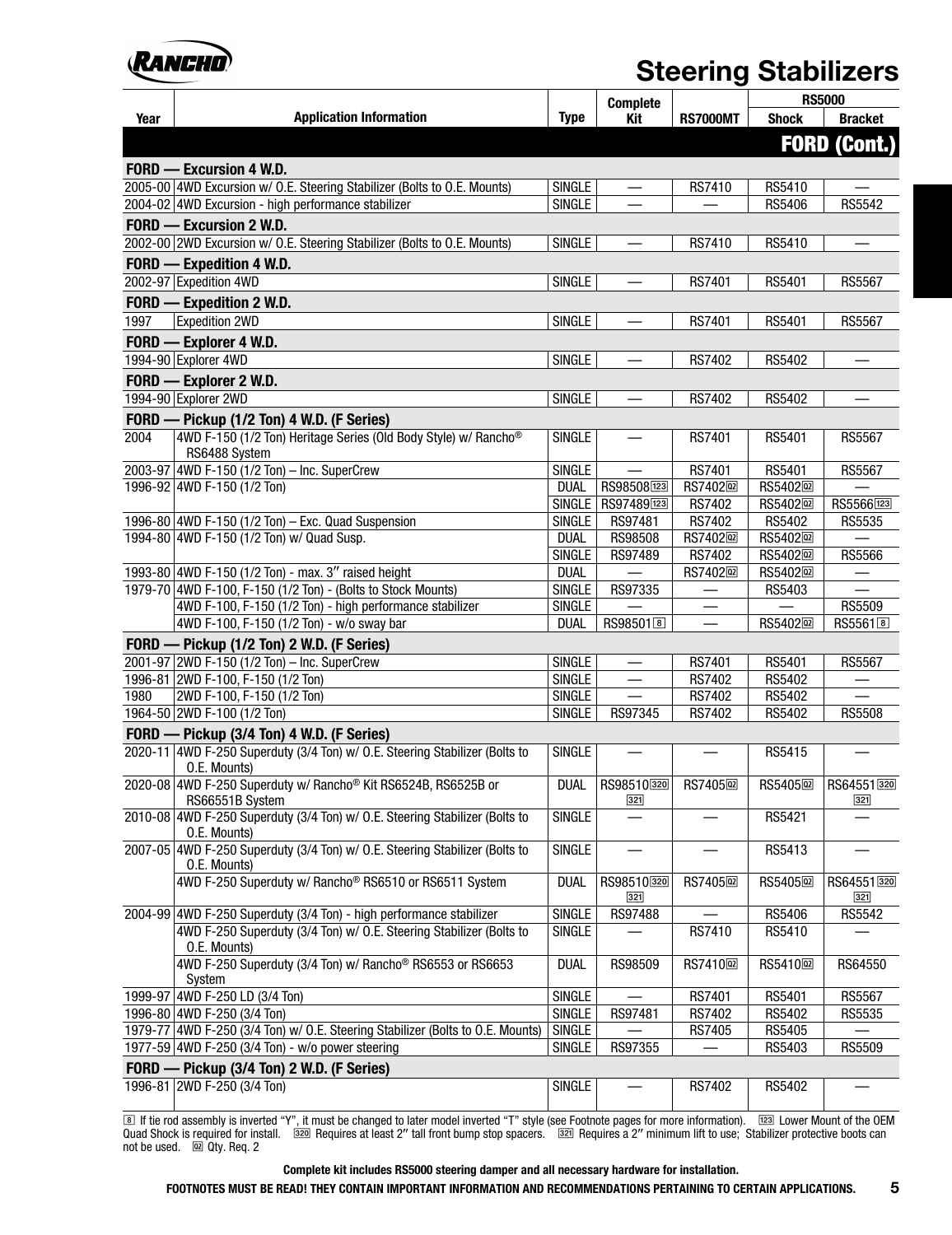# Steering Stabilizers

| Year | Application Information | Type | Complete Kit | RS7000MT | RS5000 Shock | RS5000 Bracket |
|---|---|---|---|---|---|---|
| | | | | | | **FORD (Cont.)** |
| **FORD — Excursion 4 W.D.** | | | | | | |
| 2005-00 | 4WD Excursion w/ O.E. Steering Stabilizer (Bolts to O.E. Mounts) | SINGLE | — | RS7410 | RS5410 | — |
| 2004-02 | 4WD Excursion - high performance stabilizer | SINGLE | — | — | RS5406 | RS5542 |
| **FORD — Excursion 2 W.D.** | | | | | | |
| 2002-00 | 2WD Excursion w/ O.E. Steering Stabilizer (Bolts to O.E. Mounts) | SINGLE | — | RS7410 | RS5410 | — |
| **FORD — Expedition 4 W.D.** | | | | | | |
| 2002-97 | Expedition 4WD | SINGLE | — | RS7401 | RS5401 | RS5567 |
| **FORD — Expedition 2 W.D.** | | | | | | |
| 1997 | Expedition 2WD | SINGLE | — | RS7401 | RS5401 | RS5567 |
| **FORD — Explorer 4 W.D.** | | | | | | |
| 1994-90 | Explorer 4WD | SINGLE | — | RS7402 | RS5402 | — |
| **FORD — Explorer 2 W.D.** | | | | | | |
| 1994-90 | Explorer 2WD | SINGLE | — | RS7402 | RS5402 | — |
| **FORD — Pickup (1/2 Ton) 4 W.D. (F Series)** | | | | | | |
| 2004 | 4WD F-150 (1/2 Ton) Heritage Series (Old Body Style) w/ Rancho® RS6488 System | SINGLE | — | RS7401 | RS5401 | RS5567 |
| 2003-97 | 4WD F-150 (1/2 Ton) – Inc. SuperCrew | SINGLE | — | RS7401 | RS5401 | RS5567 |
| 1996-92 | 4WD F-150 (1/2 Ton) | DUAL | RS98508 [123] | RS7402 [02] | RS5402 [02] | — |
| | | SINGLE | RS97489 [123] | RS7402 | RS5402 [02] | RS5566 [123] |
| 1996-80 | 4WD F-150 (1/2 Ton) – Exc. Quad Suspension | SINGLE | RS97481 | RS7402 | RS5402 | RS5535 |
| 1994-80 | 4WD F-150 (1/2 Ton) w/ Quad Susp. | DUAL | RS98508 | RS7402 [02] | RS5402 [02] | — |
| | | SINGLE | RS97489 | RS7402 | RS5402 [02] | RS5566 |
| 1993-80 | 4WD F-150 (1/2 Ton) - max. 3″ raised height | DUAL | — | RS7402 [02] | RS5402 [02] | — |
| 1979-70 | 4WD F-100, F-150 (1/2 Ton) - (Bolts to Stock Mounts) | SINGLE | RS97335 | — | RS5403 | — |
| | 4WD F-100, F-150 (1/2 Ton) - high performance stabilizer | SINGLE | — | — | — | RS5509 |
| | 4WD F-100, F-150 (1/2 Ton) - w/o sway bar | DUAL | RS98501 [8] | — | RS5402 [02] | RS5561 [8] |
| **FORD — Pickup (1/2 Ton) 2 W.D. (F Series)** | | | | | | |
| 2001-97 | 2WD F-150 (1/2 Ton) – Inc. SuperCrew | SINGLE | — | RS7401 | RS5401 | RS5567 |
| 1996-81 | 2WD F-100, F-150 (1/2 Ton) | SINGLE | — | RS7402 | RS5402 | — |
| 1980 | 2WD F-100, F-150 (1/2 Ton) | SINGLE | — | RS7402 | RS5402 | — |
| 1964-50 | 2WD F-100 (1/2 Ton) | SINGLE | RS97345 | RS7402 | RS5402 | RS5508 |
| **FORD — Pickup (3/4 Ton) 4 W.D. (F Series)** | | | | | | |
| 2020-11 | 4WD F-250 Superduty (3/4 Ton) w/ O.E. Steering Stabilizer (Bolts to O.E. Mounts) | SINGLE | — | — | RS5415 | — |
| 2020-08 | 4WD F-250 Superduty w/ Rancho® Kit RS6524B, RS6525B or RS66551B System | DUAL | RS98510 [320] [321] | RS7405 [02] | RS5405 [02] | RS64551 [320] [321] |
| 2010-08 | 4WD F-250 Superduty (3/4 Ton) w/ O.E. Steering Stabilizer (Bolts to O.E. Mounts) | SINGLE | — | — | RS5421 | — |
| 2007-05 | 4WD F-250 Superduty (3/4 Ton) w/ O.E. Steering Stabilizer (Bolts to O.E. Mounts) | SINGLE | — | — | RS5413 | — |
| | 4WD F-250 Superduty w/ Rancho® RS6510 or RS6511 System | DUAL | RS98510 [320] [321] | RS7405 [02] | RS5405 [02] | RS64551 [320] [321] |
| 2004-99 | 4WD F-250 Superduty (3/4 Ton) - high performance stabilizer | SINGLE | RS97488 | — | RS5406 | RS5542 |
| | 4WD F-250 Superduty (3/4 Ton) w/ O.E. Steering Stabilizer (Bolts to O.E. Mounts) | SINGLE | — | RS7410 | RS5410 | — |
| | 4WD F-250 Superduty (3/4 Ton) w/ Rancho® RS6553 or RS6653 System | DUAL | RS98509 | RS7410 [02] | RS5410 [02] | RS64550 |
| 1999-97 | 4WD F-250 LD (3/4 Ton) | SINGLE | — | RS7401 | RS5401 | RS5567 |
| 1996-80 | 4WD F-250 (3/4 Ton) | SINGLE | RS97481 | RS7402 | RS5402 | RS5535 |
| 1979-77 | 4WD F-250 (3/4 Ton) w/ O.E. Steering Stabilizer (Bolts to O.E. Mounts) | SINGLE | — | RS7405 | RS5405 | — |
| 1977-59 | 4WD F-250 (3/4 Ton) - w/o power steering | SINGLE | RS97355 | — | RS5403 | RS5509 |
| **FORD — Pickup (3/4 Ton) 2 W.D. (F Series)** | | | | | | |
| 1996-81 | 2WD F-250 (3/4 Ton) | SINGLE | — | RS7402 | RS5402 | — |

[8] If tie rod assembly is inverted "Y", it must be changed to later model inverted "T" style (see Footnote pages for more information). [123] Lower Mount of the OEM Quad Shock is required for install. [320] Requires at least 2″ tall front bump stop spacers. [321] Requires a 2″ minimum lift to use; Stabilizer protective boots can not be used. [02] Qty. Req. 2

**Complete kit includes RS5000 steering damper and all necessary hardware for installation.**

**FOOTNOTES MUST BE READ! THEY CONTAIN IMPORTANT INFORMATION AND RECOMMENDATIONS PERTAINING TO CERTAIN APPLICATIONS.**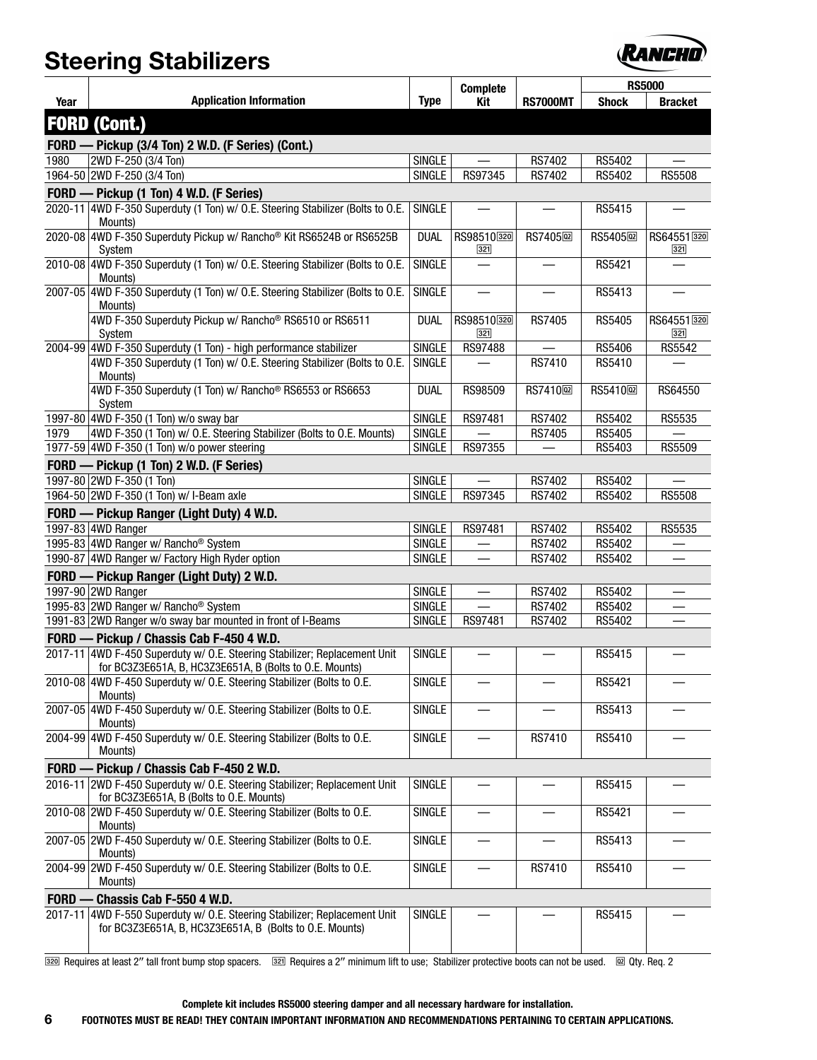# Steering Stabilizers

| Year | Application Information | Type | Complete Kit | RS7000MT | RS5000 Shock | RS5000 Bracket |
|---|---|---|---|---|---|---|
| **FORD (Cont.)** | | | | | | |
| **FORD — Pickup (3/4 Ton) 2 W.D. (F Series) (Cont.)** | | | | | | |
| 1980 | 2WD F-250 (3/4 Ton) | SINGLE | — | RS7402 | RS5402 | — |
| 1964-50 | 2WD F-250 (3/4 Ton) | SINGLE | RS97345 | RS7402 | RS5402 | RS5508 |
| **FORD — Pickup (1 Ton) 4 W.D. (F Series)** | | | | | | |
| 2020-11 | 4WD F-350 Superduty (1 Ton) w/ O.E. Steering Stabilizer (Bolts to O.E. Mounts) | SINGLE | — | — | RS5415 | — |
| 2020-08 | 4WD F-350 Superduty Pickup w/ Rancho® Kit RS6524B or RS6525B System | DUAL | RS98510 320 321 | RS7405 Q2 | RS5405 Q2 | RS64551 320 321 |
| 2010-08 | 4WD F-350 Superduty (1 Ton) w/ O.E. Steering Stabilizer (Bolts to O.E. Mounts) | SINGLE | — | — | RS5421 | — |
| 2007-05 | 4WD F-350 Superduty (1 Ton) w/ O.E. Steering Stabilizer (Bolts to O.E. Mounts) | SINGLE | — | — | RS5413 | — |
| | 4WD F-350 Superduty Pickup w/ Rancho® RS6510 or RS6511 System | DUAL | RS98510 320 321 | RS7405 | RS5405 | RS64551 320 321 |
| 2004-99 | 4WD F-350 Superduty (1 Ton) - high performance stabilizer | SINGLE | RS97488 | — | RS5406 | RS5542 |
| | 4WD F-350 Superduty (1 Ton) w/ O.E. Steering Stabilizer (Bolts to O.E. Mounts) | SINGLE | — | RS7410 | RS5410 | — |
| | 4WD F-350 Superduty (1 Ton) w/ Rancho® RS6553 or RS6653 System | DUAL | RS98509 | RS7410 Q2 | RS5410 Q2 | RS64550 |
| 1997-80 | 4WD F-350 (1 Ton) w/o sway bar | SINGLE | RS97481 | RS7402 | RS5402 | RS5535 |
| 1979 | 4WD F-350 (1 Ton) w/ O.E. Steering Stabilizer (Bolts to O.E. Mounts) | SINGLE | — | RS7405 | RS5405 | — |
| 1977-59 | 4WD F-350 (1 Ton) w/o power steering | SINGLE | RS97355 | — | RS5403 | RS5509 |
| **FORD — Pickup (1 Ton) 2 W.D. (F Series)** | | | | | | |
| 1997-80 | 2WD F-350 (1 Ton) | SINGLE | — | RS7402 | RS5402 | — |
| 1964-50 | 2WD F-350 (1 Ton) w/ I-Beam axle | SINGLE | RS97345 | RS7402 | RS5402 | RS5508 |
| **FORD — Pickup Ranger (Light Duty) 4 W.D.** | | | | | | |
| 1997-83 | 4WD Ranger | SINGLE | RS97481 | RS7402 | RS5402 | RS5535 |
| 1995-83 | 4WD Ranger w/ Rancho® System | SINGLE | — | RS7402 | RS5402 | — |
| 1990-87 | 4WD Ranger w/ Factory High Ryder option | SINGLE | — | RS7402 | RS5402 | — |
| **FORD — Pickup Ranger (Light Duty) 2 W.D.** | | | | | | |
| 1997-90 | 2WD Ranger | SINGLE | — | RS7402 | RS5402 | — |
| 1995-83 | 2WD Ranger w/ Rancho® System | SINGLE | — | RS7402 | RS5402 | — |
| 1991-83 | 2WD Ranger w/o sway bar mounted in front of I-Beams | SINGLE | RS97481 | RS7402 | RS5402 | — |
| **FORD — Pickup / Chassis Cab F-450 4 W.D.** | | | | | | |
| 2017-11 | 4WD F-450 Superduty w/ O.E. Steering Stabilizer; Replacement Unit for BC3Z3E651A, B, HC3Z3E651A, B (Bolts to O.E. Mounts) | SINGLE | — | — | RS5415 | — |
| 2010-08 | 4WD F-450 Superduty w/ O.E. Steering Stabilizer (Bolts to O.E. Mounts) | SINGLE | — | — | RS5421 | — |
| 2007-05 | 4WD F-450 Superduty w/ O.E. Steering Stabilizer (Bolts to O.E. Mounts) | SINGLE | — | — | RS5413 | — |
| 2004-99 | 4WD F-450 Superduty w/ O.E. Steering Stabilizer (Bolts to O.E. Mounts) | SINGLE | — | RS7410 | RS5410 | — |
| **FORD — Pickup / Chassis Cab F-450 2 W.D.** | | | | | | |
| 2016-11 | 2WD F-450 Superduty w/ O.E. Steering Stabilizer; Replacement Unit for BC3Z3E651A, B (Bolts to O.E. Mounts) | SINGLE | — | — | RS5415 | — |
| 2010-08 | 2WD F-450 Superduty w/ O.E. Steering Stabilizer (Bolts to O.E. Mounts) | SINGLE | — | — | RS5421 | — |
| 2007-05 | 2WD F-450 Superduty w/ O.E. Steering Stabilizer (Bolts to O.E. Mounts) | SINGLE | — | — | RS5413 | — |
| 2004-99 | 2WD F-450 Superduty w/ O.E. Steering Stabilizer (Bolts to O.E. Mounts) | SINGLE | — | RS7410 | RS5410 | — |
| **FORD — Chassis Cab F-550 4 W.D.** | | | | | | |
| 2017-11 | 4WD F-550 Superduty w/ O.E. Steering Stabilizer; Replacement Unit for BC3Z3E651A, B, HC3Z3E651A, B (Bolts to O.E. Mounts) | SINGLE | — | — | RS5415 | — |

320 Requires at least 2″ tall front bump stop spacers. 321 Requires a 2″ minimum lift to use; Stabilizer protective boots can not be used. Q2 Qty. Req. 2

**Complete kit includes RS5000 steering damper and all necessary hardware for installation.**

**FOOTNOTES MUST BE READ! THEY CONTAIN IMPORTANT INFORMATION AND RECOMMENDATIONS PERTAINING TO CERTAIN APPLICATIONS.**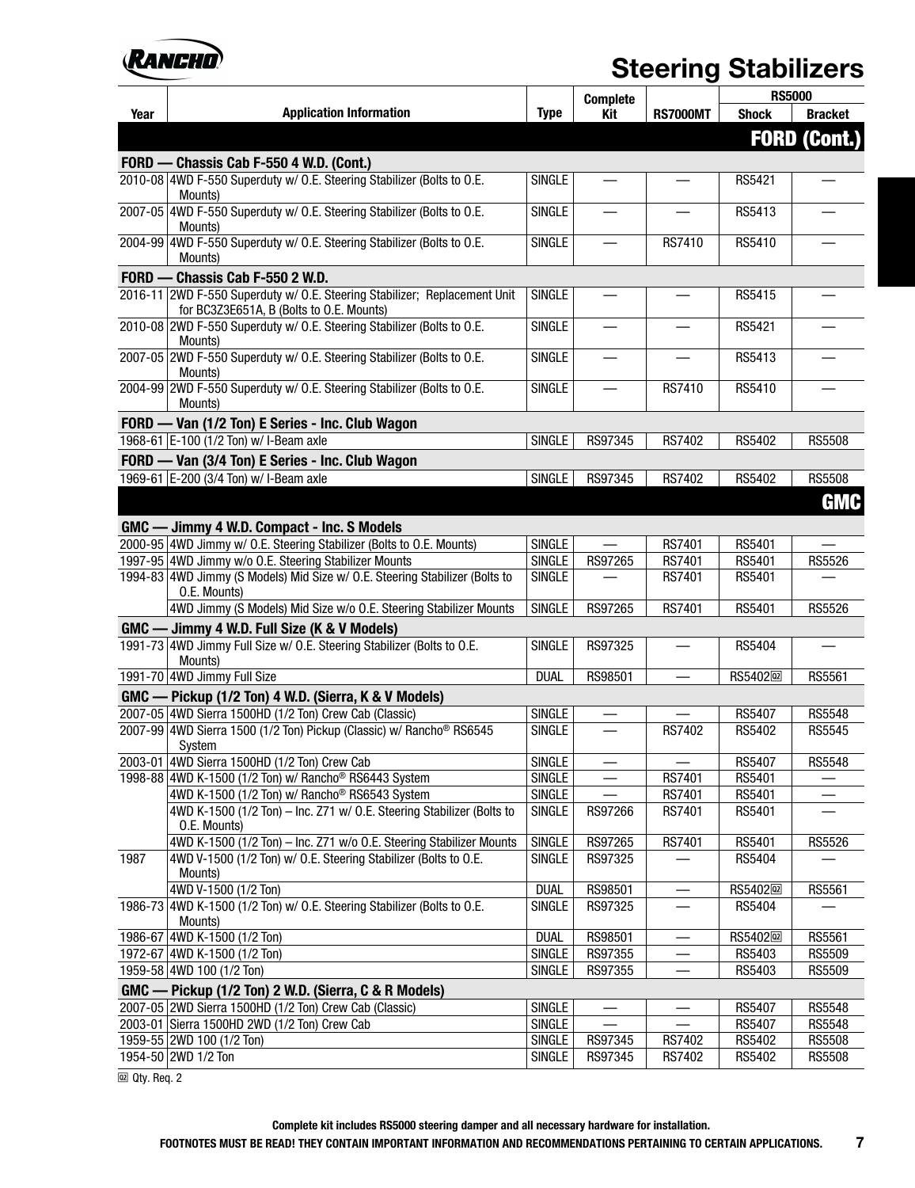# Steering Stabilizers

| Year | Application Information | Type | Complete Kit | RS7000MT | RS5000 Shock | RS5000 Bracket |
|---|---|---|---|---|---|---|
| | **FORD (Cont.)** | | | | | |
| | **FORD — Chassis Cab F-550 4 W.D. (Cont.)** | | | | | |
| 2010-08 | 4WD F-550 Superduty w/ O.E. Steering Stabilizer (Bolts to O.E. Mounts) | SINGLE | — | — | RS5421 | — |
| 2007-05 | 4WD F-550 Superduty w/ O.E. Steering Stabilizer (Bolts to O.E. Mounts) | SINGLE | — | — | RS5413 | — |
| 2004-99 | 4WD F-550 Superduty w/ O.E. Steering Stabilizer (Bolts to O.E. Mounts) | SINGLE | — | RS7410 | RS5410 | — |
| | **FORD — Chassis Cab F-550 2 W.D.** | | | | | |
| 2016-11 | 2WD F-550 Superduty w/ O.E. Steering Stabilizer; Replacement Unit for BC3Z3E651A, B (Bolts to O.E. Mounts) | SINGLE | — | — | RS5415 | — |
| 2010-08 | 2WD F-550 Superduty w/ O.E. Steering Stabilizer (Bolts to O.E. Mounts) | SINGLE | — | — | RS5421 | — |
| 2007-05 | 2WD F-550 Superduty w/ O.E. Steering Stabilizer (Bolts to O.E. Mounts) | SINGLE | — | — | RS5413 | — |
| 2004-99 | 2WD F-550 Superduty w/ O.E. Steering Stabilizer (Bolts to O.E. Mounts) | SINGLE | — | RS7410 | RS5410 | — |
| | **FORD — Van (1/2 Ton) E Series - Inc. Club Wagon** | | | | | |
| 1968-61 | E-100 (1/2 Ton) w/ I-Beam axle | SINGLE | RS97345 | RS7402 | RS5402 | RS5508 |
| | **FORD — Van (3/4 Ton) E Series - Inc. Club Wagon** | | | | | |
| 1969-61 | E-200 (3/4 Ton) w/ I-Beam axle | SINGLE | RS97345 | RS7402 | RS5402 | RS5508 |
| | **GMC** | | | | | |
| | **GMC — Jimmy 4 W.D. Compact - Inc. S Models** | | | | | |
| 2000-95 | 4WD Jimmy w/ O.E. Steering Stabilizer (Bolts to O.E. Mounts) | SINGLE | — | RS7401 | RS5401 | — |
| 1997-95 | 4WD Jimmy w/o O.E. Steering Stabilizer Mounts | SINGLE | RS97265 | RS7401 | RS5401 | RS5526 |
| 1994-83 | 4WD Jimmy (S Models) Mid Size w/ O.E. Steering Stabilizer (Bolts to O.E. Mounts) | SINGLE | — | RS7401 | RS5401 | — |
| | 4WD Jimmy (S Models) Mid Size w/o O.E. Steering Stabilizer Mounts | SINGLE | RS97265 | RS7401 | RS5401 | RS5526 |
| | **GMC — Jimmy 4 W.D. Full Size (K & V Models)** | | | | | |
| 1991-73 | 4WD Jimmy Full Size w/ O.E. Steering Stabilizer (Bolts to O.E. Mounts) | SINGLE | RS97325 | — | RS5404 | — |
| 1991-70 | 4WD Jimmy Full Size | DUAL | RS98501 | — | RS5402 [02] | RS5561 |
| | **GMC — Pickup (1/2 Ton) 4 W.D. (Sierra, K & V Models)** | | | | | |
| 2007-05 | 4WD Sierra 1500HD (1/2 Ton) Crew Cab (Classic) | SINGLE | — | — | RS5407 | RS5548 |
| 2007-99 | 4WD Sierra 1500 (1/2 Ton) Pickup (Classic) w/ Rancho® RS6545 System | SINGLE | — | RS7402 | RS5402 | RS5545 |
| 2003-01 | 4WD Sierra 1500HD (1/2 Ton) Crew Cab | SINGLE | — | — | RS5407 | RS5548 |
| 1998-88 | 4WD K-1500 (1/2 Ton) w/ Rancho® RS6443 System | SINGLE | — | RS7401 | RS5401 | — |
| | 4WD K-1500 (1/2 Ton) w/ Rancho® RS6543 System | SINGLE | — | RS7401 | RS5401 | — |
| | 4WD K-1500 (1/2 Ton) – Inc. Z71 w/ O.E. Steering Stabilizer (Bolts to O.E. Mounts) | SINGLE | RS97266 | RS7401 | RS5401 | — |
| | 4WD K-1500 (1/2 Ton) – Inc. Z71 w/o O.E. Steering Stabilizer Mounts | SINGLE | RS97265 | RS7401 | RS5401 | RS5526 |
| 1987 | 4WD V-1500 (1/2 Ton) w/ O.E. Steering Stabilizer (Bolts to O.E. Mounts) | SINGLE | RS97325 | — | RS5404 | — |
| | 4WD V-1500 (1/2 Ton) | DUAL | RS98501 | — | RS5402 [02] | RS5561 |
| 1986-73 | 4WD K-1500 (1/2 Ton) w/ O.E. Steering Stabilizer (Bolts to O.E. Mounts) | SINGLE | RS97325 | — | RS5404 | — |
| 1986-67 | 4WD K-1500 (1/2 Ton) | DUAL | RS98501 | — | RS5402 [02] | RS5561 |
| 1972-67 | 4WD K-1500 (1/2 Ton) | SINGLE | RS97355 | — | RS5403 | RS5509 |
| 1959-58 | 4WD 100 (1/2 Ton) | SINGLE | RS97355 | — | RS5403 | RS5509 |
| | **GMC — Pickup (1/2 Ton) 2 W.D. (Sierra, C & R Models)** | | | | | |
| 2007-05 | 2WD Sierra 1500HD (1/2 Ton) Crew Cab (Classic) | SINGLE | — | — | RS5407 | RS5548 |
| 2003-01 | Sierra 1500HD 2WD (1/2 Ton) Crew Cab | SINGLE | — | — | RS5407 | RS5548 |
| 1959-55 | 2WD 100 (1/2 Ton) | SINGLE | RS97345 | RS7402 | RS5402 | RS5508 |
| 1954-50 | 2WD 1/2 Ton | SINGLE | RS97345 | RS7402 | RS5402 | RS5508 |

[02] Qty. Req. 2

**Complete kit includes RS5000 steering damper and all necessary hardware for installation.**

**FOOTNOTES MUST BE READ! THEY CONTAIN IMPORTANT INFORMATION AND RECOMMENDATIONS PERTAINING TO CERTAIN APPLICATIONS.**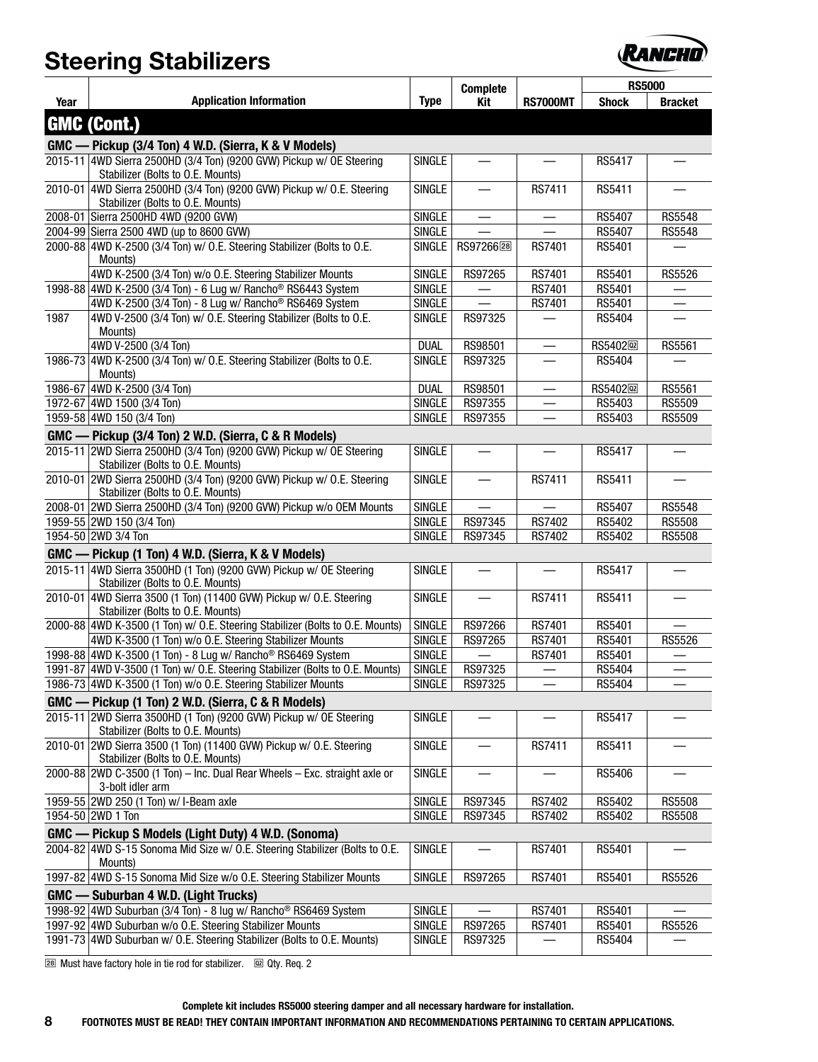# Steering Stabilizers

| Year | Application Information | Type | Complete Kit | RS7000MT | RS5000 | |
|---|---|---|---|---|---|---|
| | | | | | Shock | Bracket |
| **GMC (Cont.)** | | | | | | |
| **GMC — Pickup (3/4 Ton) 4 W.D. (Sierra, K & V Models)** | | | | | | |
| 2015-11 | 4WD Sierra 2500HD (3/4 Ton) (9200 GVW) Pickup w/ OE Steering Stabilizer (Bolts to O.E. Mounts) | SINGLE | — | — | RS5417 | — |
| 2010-01 | 4WD Sierra 2500HD (3/4 Ton) (9200 GVW) Pickup w/ O.E. Steering Stabilizer (Bolts to O.E. Mounts) | SINGLE | — | RS7411 | RS5411 | — |
| 2008-01 | Sierra 2500HD 4WD (9200 GVW) | SINGLE | — | — | RS5407 | RS5548 |
| 2004-99 | Sierra 2500 4WD (up to 8600 GVW) | SINGLE | — | — | RS5407 | RS5548 |
| 2000-88 | 4WD K-2500 (3/4 Ton) w/ O.E. Steering Stabilizer (Bolts to O.E. Mounts) | SINGLE | RS97266 [28] | RS7401 | RS5401 | — |
| | 4WD K-2500 (3/4 Ton) w/o O.E. Steering Stabilizer Mounts | SINGLE | RS97265 | RS7401 | RS5401 | RS5526 |
| 1998-88 | 4WD K-2500 (3/4 Ton) - 6 Lug w/ Rancho® RS6443 System | SINGLE | — | RS7401 | RS5401 | — |
| | 4WD K-2500 (3/4 Ton) - 8 Lug w/ Rancho® RS6469 System | SINGLE | — | RS7401 | RS5401 | — |
| 1987 | 4WD V-2500 (3/4 Ton) w/ O.E. Steering Stabilizer (Bolts to O.E. Mounts) | SINGLE | RS97325 | — | RS5404 | — |
| | 4WD V-2500 (3/4 Ton) | DUAL | RS98501 | — | RS5402 [02] | RS5561 |
| 1986-73 | 4WD K-2500 (3/4 Ton) w/ O.E. Steering Stabilizer (Bolts to O.E. Mounts) | SINGLE | RS97325 | — | RS5404 | — |
| 1986-67 | 4WD K-2500 (3/4 Ton) | DUAL | RS98501 | — | RS5402 [02] | RS5561 |
| 1972-67 | 4WD 1500 (3/4 Ton) | SINGLE | RS97355 | — | RS5403 | RS5509 |
| 1959-58 | 4WD 150 (3/4 Ton) | SINGLE | RS97355 | — | RS5403 | RS5509 |
| **GMC — Pickup (3/4 Ton) 2 W.D. (Sierra, C & R Models)** | | | | | | |
| 2015-11 | 2WD Sierra 2500HD (3/4 Ton) (9200 GVW) Pickup w/ OE Steering Stabilizer (Bolts to O.E. Mounts) | SINGLE | — | — | RS5417 | — |
| 2010-01 | 2WD Sierra 2500HD (3/4 Ton) (9200 GVW) Pickup w/ O.E. Steering Stabilizer (Bolts to O.E. Mounts) | SINGLE | — | RS7411 | RS5411 | — |
| 2008-01 | 2WD Sierra 2500HD (3/4 Ton) (9200 GVW) Pickup w/o OEM Mounts | SINGLE | — | — | RS5407 | RS5548 |
| 1959-55 | 2WD 150 (3/4 Ton) | SINGLE | RS97345 | RS7402 | RS5402 | RS5508 |
| 1954-50 | 2WD 3/4 Ton | SINGLE | RS97345 | RS7402 | RS5402 | RS5508 |
| **GMC — Pickup (1 Ton) 4 W.D. (Sierra, K & V Models)** | | | | | | |
| 2015-11 | 4WD Sierra 3500HD (1 Ton) (9200 GVW) Pickup w/ OE Steering Stabilizer (Bolts to O.E. Mounts) | SINGLE | — | — | RS5417 | — |
| 2010-01 | 4WD Sierra 3500 (1 Ton) (11400 GVW) Pickup w/ O.E. Steering Stabilizer (Bolts to O.E. Mounts) | SINGLE | — | RS7411 | RS5411 | — |
| 2000-88 | 4WD K-3500 (1 Ton) w/ O.E. Steering Stabilizer (Bolts to O.E. Mounts) | SINGLE | RS97266 | RS7401 | RS5401 | — |
| | 4WD K-3500 (1 Ton) w/o O.E. Steering Stabilizer Mounts | SINGLE | RS97265 | RS7401 | RS5401 | RS5526 |
| 1998-88 | 4WD K-3500 (1 Ton) - 8 Lug w/ Rancho® RS6469 System | SINGLE | — | RS7401 | RS5401 | — |
| 1991-87 | 4WD V-3500 (1 Ton) w/ O.E. Steering Stabilizer (Bolts to O.E. Mounts) | SINGLE | RS97325 | — | RS5404 | — |
| 1986-73 | 4WD K-3500 (1 Ton) w/o O.E. Steering Stabilizer Mounts | SINGLE | RS97325 | — | RS5404 | — |
| **GMC — Pickup (1 Ton) 2 W.D. (Sierra, C & R Models)** | | | | | | |
| 2015-11 | 2WD Sierra 3500HD (1 Ton) (9200 GVW) Pickup w/ OE Steering Stabilizer (Bolts to O.E. Mounts) | SINGLE | — | — | RS5417 | — |
| 2010-01 | 2WD Sierra 3500 (1 Ton) (11400 GVW) Pickup w/ O.E. Steering Stabilizer (Bolts to O.E. Mounts) | SINGLE | — | RS7411 | RS5411 | — |
| 2000-88 | 2WD C-3500 (1 Ton) – Inc. Dual Rear Wheels – Exc. straight axle or 3-bolt idler arm | SINGLE | — | — | RS5406 | — |
| 1959-55 | 2WD 250 (1 Ton) w/ I-Beam axle | SINGLE | RS97345 | RS7402 | RS5402 | RS5508 |
| 1954-50 | 2WD 1 Ton | SINGLE | RS97345 | RS7402 | RS5402 | RS5508 |
| **GMC — Pickup S Models (Light Duty) 4 W.D. (Sonoma)** | | | | | | |
| 2004-82 | 4WD S-15 Sonoma Mid Size w/ O.E. Steering Stabilizer (Bolts to O.E. Mounts) | SINGLE | — | RS7401 | RS5401 | — |
| 1997-82 | 4WD S-15 Sonoma Mid Size w/o O.E. Steering Stabilizer Mounts | SINGLE | RS97265 | RS7401 | RS5401 | RS5526 |
| **GMC — Suburban 4 W.D. (Light Trucks)** | | | | | | |
| 1998-92 | 4WD Suburban (3/4 Ton) - 8 lug w/ Rancho® RS6469 System | SINGLE | — | RS7401 | RS5401 | — |
| 1997-92 | 4WD Suburban w/o O.E. Steering Stabilizer Mounts | SINGLE | RS97265 | RS7401 | RS5401 | RS5526 |
| 1991-73 | 4WD Suburban w/ O.E. Steering Stabilizer (Bolts to O.E. Mounts) | SINGLE | RS97325 | — | RS5404 | — |

[28] Must have factory hole in tie rod for stabilizer. [02] Qty. Req. 2

**Complete kit includes RS5000 steering damper and all necessary hardware for installation.**

**FOOTNOTES MUST BE READ! THEY CONTAIN IMPORTANT INFORMATION AND RECOMMENDATIONS PERTAINING TO CERTAIN APPLICATIONS.**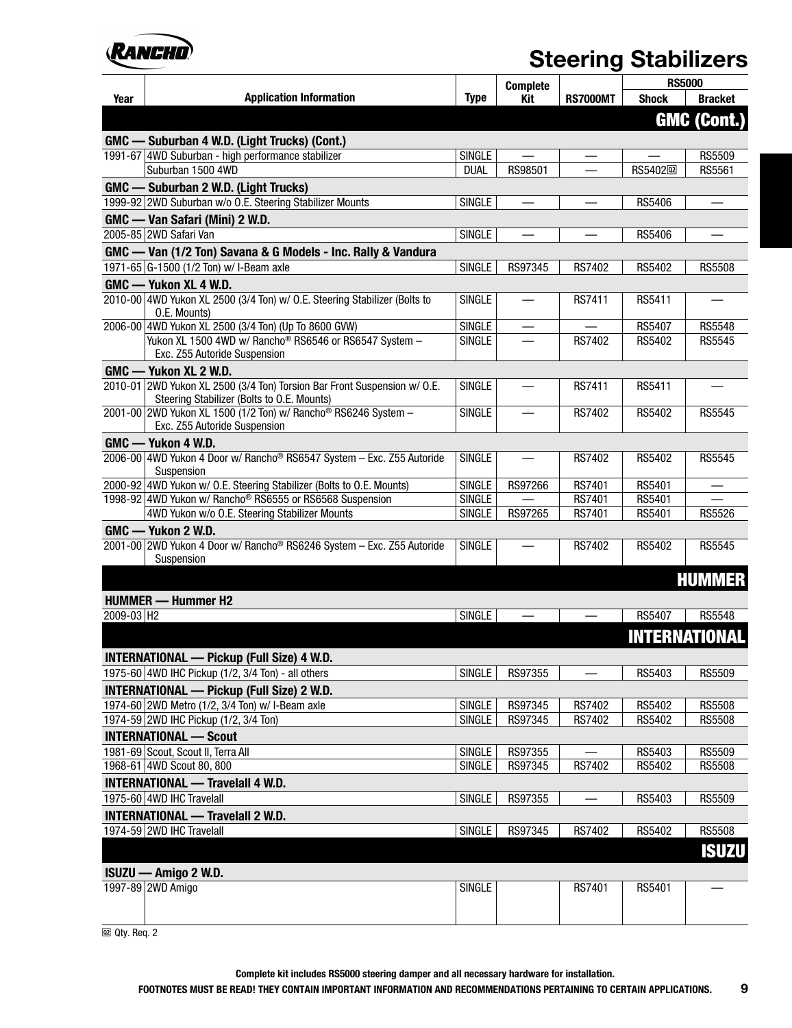# Steering Stabilizers

| Year | Application Information | Type | Complete Kit | RS7000MT | RS5000 Shock | RS5000 Bracket |
|---|---|---|---|---|---|---|
| | | | | | | **GMC (Cont.)** |
| **GMC — Suburban 4 W.D. (Light Trucks) (Cont.)** | | | | | | |
| 1991-67 | 4WD Suburban - high performance stabilizer | SINGLE | — | — | — | RS5509 |
| | Suburban 1500 4WD | DUAL | RS98501 | — | RS5402 [Q2] | RS5561 |
| **GMC — Suburban 2 W.D. (Light Trucks)** | | | | | | |
| 1999-92 | 2WD Suburban w/o O.E. Steering Stabilizer Mounts | SINGLE | — | — | RS5406 | — |
| **GMC — Van Safari (Mini) 2 W.D.** | | | | | | |
| 2005-85 | 2WD Safari Van | SINGLE | — | — | RS5406 | — |
| **GMC — Van (1/2 Ton) Savana & G Models - Inc. Rally & Vandura** | | | | | | |
| 1971-65 | G-1500 (1/2 Ton) w/ I-Beam axle | SINGLE | RS97345 | RS7402 | RS5402 | RS5508 |
| **GMC — Yukon XL 4 W.D.** | | | | | | |
| 2010-00 | 4WD Yukon XL 2500 (3/4 Ton) w/ O.E. Steering Stabilizer (Bolts to O.E. Mounts) | SINGLE | — | RS7411 | RS5411 | — |
| 2006-00 | 4WD Yukon XL 2500 (3/4 Ton) (Up To 8600 GVW) | SINGLE | — | — | RS5407 | RS5548 |
| | Yukon XL 1500 4WD w/ Rancho® RS6546 or RS6547 System – Exc. Z55 Autoride Suspension | SINGLE | — | RS7402 | RS5402 | RS5545 |
| **GMC — Yukon XL 2 W.D.** | | | | | | |
| 2010-01 | 2WD Yukon XL 2500 (3/4 Ton) Torsion Bar Front Suspension w/ O.E. Steering Stabilizer (Bolts to O.E. Mounts) | SINGLE | — | RS7411 | RS5411 | — |
| 2001-00 | 2WD Yukon XL 1500 (1/2 Ton) w/ Rancho® RS6246 System – Exc. Z55 Autoride Suspension | SINGLE | — | RS7402 | RS5402 | RS5545 |
| **GMC — Yukon 4 W.D.** | | | | | | |
| 2006-00 | 4WD Yukon 4 Door w/ Rancho® RS6547 System – Exc. Z55 Autoride Suspension | SINGLE | — | RS7402 | RS5402 | RS5545 |
| 2000-92 | 4WD Yukon w/ O.E. Steering Stabilizer (Bolts to O.E. Mounts) | SINGLE | RS97266 | RS7401 | RS5401 | — |
| 1998-92 | 4WD Yukon w/ Rancho® RS6555 or RS6568 Suspension | SINGLE | — | RS7401 | RS5401 | — |
| | 4WD Yukon w/o O.E. Steering Stabilizer Mounts | SINGLE | RS97265 | RS7401 | RS5401 | RS5526 |
| **GMC — Yukon 2 W.D.** | | | | | | |
| 2001-00 | 2WD Yukon 4 Door w/ Rancho® RS6246 System – Exc. Z55 Autoride Suspension | SINGLE | — | RS7402 | RS5402 | RS5545 |
| | | | | | | **HUMMER** |
| **HUMMER — Hummer H2** | | | | | | |
| 2009-03 | H2 | SINGLE | — | — | RS5407 | RS5548 |
| | | | | | | **INTERNATIONAL** |
| **INTERNATIONAL — Pickup (Full Size) 4 W.D.** | | | | | | |
| 1975-60 | 4WD IHC Pickup (1/2, 3/4 Ton) - all others | SINGLE | RS97355 | — | RS5403 | RS5509 |
| **INTERNATIONAL — Pickup (Full Size) 2 W.D.** | | | | | | |
| 1974-60 | 2WD Metro (1/2, 3/4 Ton) w/ I-Beam axle | SINGLE | RS97345 | RS7402 | RS5402 | RS5508 |
| 1974-59 | 2WD IHC Pickup (1/2, 3/4 Ton) | SINGLE | RS97345 | RS7402 | RS5402 | RS5508 |
| **INTERNATIONAL — Scout** | | | | | | |
| 1981-69 | Scout, Scout II, Terra All | SINGLE | RS97355 | — | RS5403 | RS5509 |
| 1968-61 | 4WD Scout 80, 800 | SINGLE | RS97345 | RS7402 | RS5402 | RS5508 |
| **INTERNATIONAL — Travelall 4 W.D.** | | | | | | |
| 1975-60 | 4WD IHC Travelall | SINGLE | RS97355 | — | RS5403 | RS5509 |
| **INTERNATIONAL — Travelall 2 W.D.** | | | | | | |
| 1974-59 | 2WD IHC Travelall | SINGLE | RS97345 | RS7402 | RS5402 | RS5508 |
| | | | | | | **ISUZU** |
| **ISUZU — Amigo 2 W.D.** | | | | | | |
| 1997-89 | 2WD Amigo | SINGLE | | RS7401 | RS5401 | — |

[Q2] Qty. Req. 2

**Complete kit includes RS5000 steering damper and all necessary hardware for installation.**

**FOOTNOTES MUST BE READ! THEY CONTAIN IMPORTANT INFORMATION AND RECOMMENDATIONS PERTAINING TO CERTAIN APPLICATIONS.**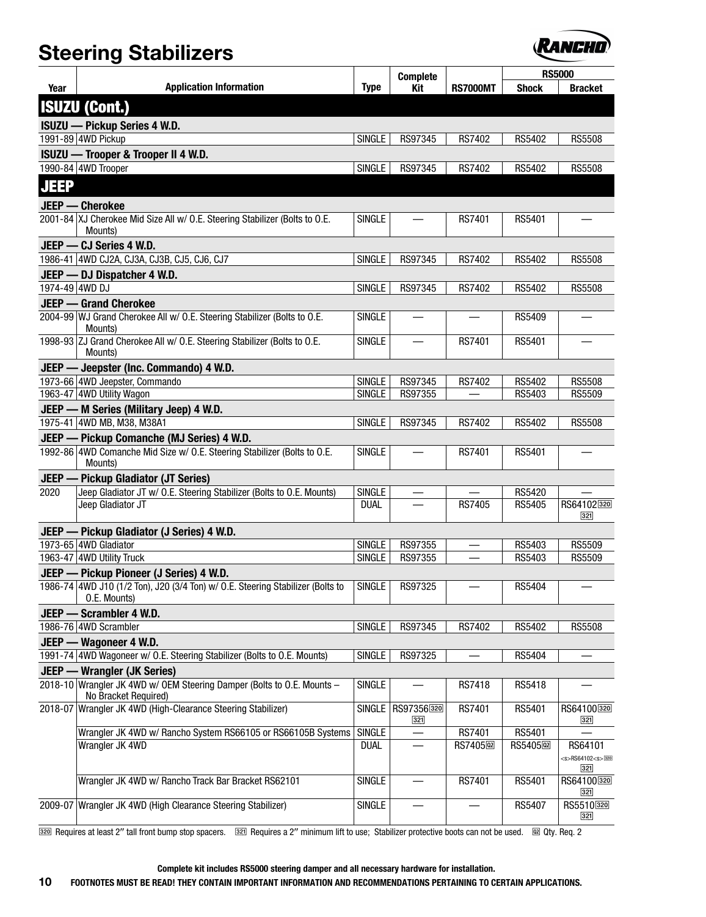# Steering Stabilizers

| Year | Application Information | Type | Complete Kit | RS7000MT | RS5000 | |
|---|---|---|---|---|---|---|
| | | | | | Shock | Bracket |
| **ISUZU (Cont.)** | | | | | | |
| **ISUZU — Pickup Series 4 W.D.** | | | | | | |
| 1991-89 | 4WD Pickup | SINGLE | RS97345 | RS7402 | RS5402 | RS5508 |
| **ISUZU — Trooper & Trooper II 4 W.D.** | | | | | | |
| 1990-84 | 4WD Trooper | SINGLE | RS97345 | RS7402 | RS5402 | RS5508 |
| **JEEP** | | | | | | |
| **JEEP — Cherokee** | | | | | | |
| 2001-84 | XJ Cherokee Mid Size All w/ O.E. Steering Stabilizer (Bolts to O.E. Mounts) | SINGLE | — | RS7401 | RS5401 | — |
| **JEEP — CJ Series 4 W.D.** | | | | | | |
| 1986-41 | 4WD CJ2A, CJ3A, CJ3B, CJ5, CJ6, CJ7 | SINGLE | RS97345 | RS7402 | RS5402 | RS5508 |
| **JEEP — DJ Dispatcher 4 W.D.** | | | | | | |
| 1974-49 | 4WD DJ | SINGLE | RS97345 | RS7402 | RS5402 | RS5508 |
| **JEEP — Grand Cherokee** | | | | | | |
| 2004-99 | WJ Grand Cherokee All w/ O.E. Steering Stabilizer (Bolts to O.E. Mounts) | SINGLE | — | — | RS5409 | — |
| 1998-93 | ZJ Grand Cherokee All w/ O.E. Steering Stabilizer (Bolts to O.E. Mounts) | SINGLE | — | RS7401 | RS5401 | — |
| **JEEP — Jeepster (Inc. Commando) 4 W.D.** | | | | | | |
| 1973-66 | 4WD Jeepster, Commando | SINGLE | RS97345 | RS7402 | RS5402 | RS5508 |
| 1963-47 | 4WD Utility Wagon | SINGLE | RS97355 | — | RS5403 | RS5509 |
| **JEEP — M Series (Military Jeep) 4 W.D.** | | | | | | |
| 1975-41 | 4WD MB, M38, M38A1 | SINGLE | RS97345 | RS7402 | RS5402 | RS5508 |
| **JEEP — Pickup Comanche (MJ Series) 4 W.D.** | | | | | | |
| 1992-86 | 4WD Comanche Mid Size w/ O.E. Steering Stabilizer (Bolts to O.E. Mounts) | SINGLE | — | RS7401 | RS5401 | — |
| **JEEP — Pickup Gladiator (JT Series)** | | | | | | |
| 2020 | Jeep Gladiator JT w/ O.E. Steering Stabilizer (Bolts to O.E. Mounts) | SINGLE | — | — | RS5420 | — |
| | Jeep Gladiator JT | DUAL | — | RS7405 | RS5405 | RS64102 [320] [321] |
| **JEEP — Pickup Gladiator (J Series) 4 W.D.** | | | | | | |
| 1973-65 | 4WD Gladiator | SINGLE | RS97355 | — | RS5403 | RS5509 |
| 1963-47 | 4WD Utility Truck | SINGLE | RS97355 | — | RS5403 | RS5509 |
| **JEEP — Pickup Pioneer (J Series) 4 W.D.** | | | | | | |
| 1986-74 | 4WD J10 (1/2 Ton), J20 (3/4 Ton) w/ O.E. Steering Stabilizer (Bolts to O.E. Mounts) | SINGLE | RS97325 | — | RS5404 | — |
| **JEEP — Scrambler 4 W.D.** | | | | | | |
| 1986-76 | 4WD Scrambler | SINGLE | RS97345 | RS7402 | RS5402 | RS5508 |
| **JEEP — Wagoneer 4 W.D.** | | | | | | |
| 1991-74 | 4WD Wagoneer w/ O.E. Steering Stabilizer (Bolts to O.E. Mounts) | SINGLE | RS97325 | — | RS5404 | — |
| **JEEP — Wrangler (JK Series)** | | | | | | |
| 2018-10 | Wrangler JK 4WD w/ OEM Steering Damper (Bolts to O.E. Mounts – No Bracket Required) | SINGLE | — | RS7418 | RS5418 | — |
| 2018-07 | Wrangler JK 4WD (High-Clearance Steering Stabilizer) | SINGLE | RS97356 [320] [321] | RS7401 | RS5401 | RS64100 [320] [321] |
| | Wrangler JK 4WD w/ Rancho System RS66105 or RS66105B Systems | SINGLE | — | RS7401 | RS5401 | — |
| | Wrangler JK 4WD | DUAL | — | RS7405 [02] | RS5405 [02] | RS64101 ~~RS64102~~ [320] [321] |
| | Wrangler JK 4WD w/ Rancho Track Bar Bracket RS62101 | SINGLE | — | RS7401 | RS5401 | RS64100 [320] [321] |
| 2009-07 | Wrangler JK 4WD (High Clearance Steering Stabilizer) | SINGLE | — | — | RS5407 | RS5510 [320] [321] |

[320] Requires at least 2″ tall front bump stop spacers. [321] Requires a 2″ minimum lift to use; Stabilizer protective boots can not be used. [02] Qty. Req. 2

**Complete kit includes RS5000 steering damper and all necessary hardware for installation.**

**FOOTNOTES MUST BE READ! THEY CONTAIN IMPORTANT INFORMATION AND RECOMMENDATIONS PERTAINING TO CERTAIN APPLICATIONS.**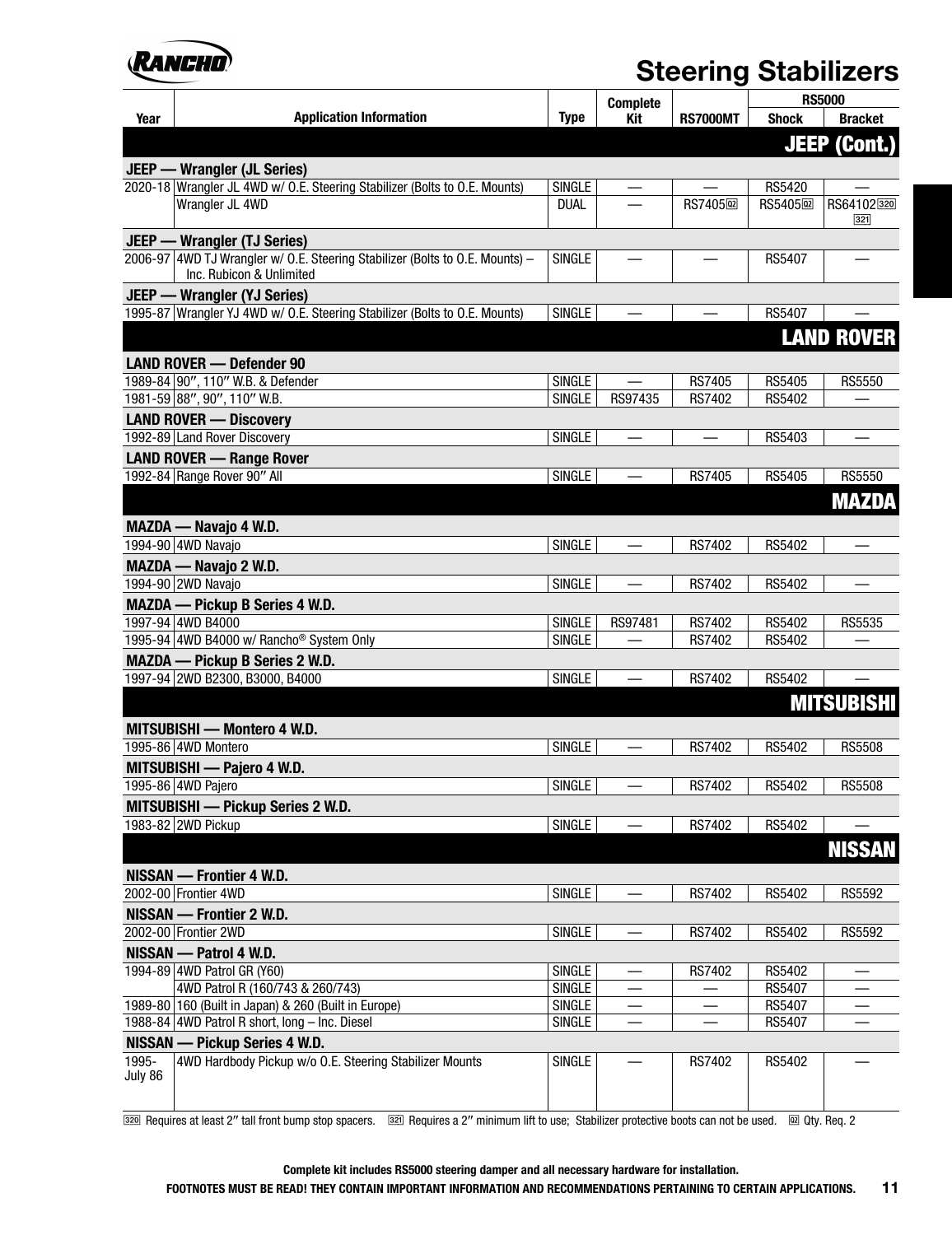# Steering Stabilizers

| Year | Application Information | Type | Complete Kit | RS7000MT | RS5000 Shock | RS5000 Bracket |
|---|---|---|---|---|---|---|
| | **JEEP (Cont.)** | | | | | |
| | **JEEP — Wrangler (JL Series)** | | | | | |
| 2020-18 | Wrangler JL 4WD w/ O.E. Steering Stabilizer (Bolts to O.E. Mounts) | SINGLE | — | — | RS5420 | — |
| | Wrangler JL 4WD | DUAL | — | RS7405 [02] | RS5405 [02] | RS64102 [320] [321] |
| | **JEEP — Wrangler (TJ Series)** | | | | | |
| 2006-97 | 4WD TJ Wrangler w/ O.E. Steering Stabilizer (Bolts to O.E. Mounts) – Inc. Rubicon & Unlimited | SINGLE | — | — | RS5407 | — |
| | **JEEP — Wrangler (YJ Series)** | | | | | |
| 1995-87 | Wrangler YJ 4WD w/ O.E. Steering Stabilizer (Bolts to O.E. Mounts) | SINGLE | — | — | RS5407 | — |
| | **LAND ROVER** | | | | | |
| | **LAND ROVER — Defender 90** | | | | | |
| 1989-84 | 90″, 110″ W.B. & Defender | SINGLE | — | RS7405 | RS5405 | RS5550 |
| 1981-59 | 88″, 90″, 110″ W.B. | SINGLE | RS97435 | RS7402 | RS5402 | — |
| | **LAND ROVER — Discovery** | | | | | |
| 1992-89 | Land Rover Discovery | SINGLE | — | — | RS5403 | — |
| | **LAND ROVER — Range Rover** | | | | | |
| 1992-84 | Range Rover 90″ All | SINGLE | — | RS7405 | RS5405 | RS5550 |
| | **MAZDA** | | | | | |
| | **MAZDA — Navajo 4 W.D.** | | | | | |
| 1994-90 | 4WD Navajo | SINGLE | — | RS7402 | RS5402 | — |
| | **MAZDA — Navajo 2 W.D.** | | | | | |
| 1994-90 | 2WD Navajo | SINGLE | — | RS7402 | RS5402 | — |
| | **MAZDA — Pickup B Series 4 W.D.** | | | | | |
| 1997-94 | 4WD B4000 | SINGLE | RS97481 | RS7402 | RS5402 | RS5535 |
| 1995-94 | 4WD B4000 w/ Rancho® System Only | SINGLE | — | RS7402 | RS5402 | — |
| | **MAZDA — Pickup B Series 2 W.D.** | | | | | |
| 1997-94 | 2WD B2300, B3000, B4000 | SINGLE | — | RS7402 | RS5402 | — |
| | **MITSUBISHI** | | | | | |
| | **MITSUBISHI — Montero 4 W.D.** | | | | | |
| 1995-86 | 4WD Montero | SINGLE | — | RS7402 | RS5402 | RS5508 |
| | **MITSUBISHI — Pajero 4 W.D.** | | | | | |
| 1995-86 | 4WD Pajero | SINGLE | — | RS7402 | RS5402 | RS5508 |
| | **MITSUBISHI — Pickup Series 2 W.D.** | | | | | |
| 1983-82 | 2WD Pickup | SINGLE | — | RS7402 | RS5402 | — |
| | **NISSAN** | | | | | |
| | **NISSAN — Frontier 4 W.D.** | | | | | |
| 2002-00 | Frontier 4WD | SINGLE | — | RS7402 | RS5402 | RS5592 |
| | **NISSAN — Frontier 2 W.D.** | | | | | |
| 2002-00 | Frontier 2WD | SINGLE | — | RS7402 | RS5402 | RS5592 |
| | **NISSAN — Patrol 4 W.D.** | | | | | |
| 1994-89 | 4WD Patrol GR (Y60) | SINGLE | — | RS7402 | RS5402 | — |
| | 4WD Patrol R (160/743 & 260/743) | SINGLE | — | — | RS5407 | — |
| 1989-80 | 160 (Built in Japan) & 260 (Built in Europe) | SINGLE | — | — | RS5407 | — |
| 1988-84 | 4WD Patrol R short, long – Inc. Diesel | SINGLE | — | — | RS5407 | — |
| | **NISSAN — Pickup Series 4 W.D.** | | | | | |
| 1995-July 86 | 4WD Hardbody Pickup w/o O.E. Steering Stabilizer Mounts | SINGLE | — | RS7402 | RS5402 | — |

[320] Requires at least 2″ tall front bump stop spacers. [321] Requires a 2″ minimum lift to use; Stabilizer protective boots can not be used. [02] Qty. Req. 2

**Complete kit includes RS5000 steering damper and all necessary hardware for installation.**

**FOOTNOTES MUST BE READ! THEY CONTAIN IMPORTANT INFORMATION AND RECOMMENDATIONS PERTAINING TO CERTAIN APPLICATIONS.**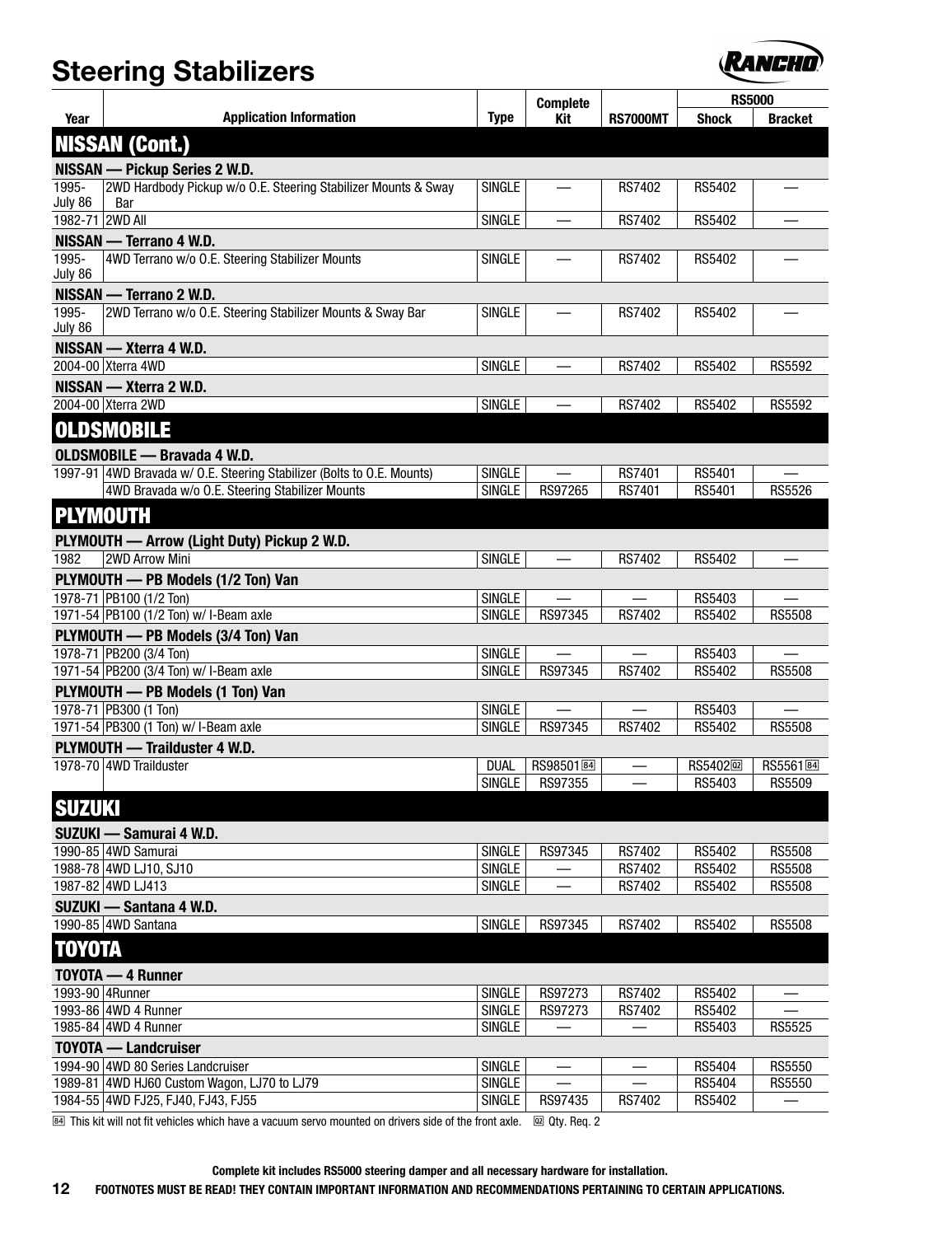# Steering Stabilizers

| Year | Application Information | Type | Complete Kit | RS7000MT | RS5000 Shock | RS5000 Bracket |
|---|---|---|---|---|---|---|
| **NISSAN (Cont.)** | | | | | | |
| **NISSAN — Pickup Series 2 W.D.** | | | | | | |
| 1995-July 86 | 2WD Hardbody Pickup w/o O.E. Steering Stabilizer Mounts & Sway Bar | SINGLE | — | RS7402 | RS5402 | — |
| 1982-71 | 2WD All | SINGLE | — | RS7402 | RS5402 | — |
| **NISSAN — Terrano 4 W.D.** | | | | | | |
| 1995-July 86 | 4WD Terrano w/o O.E. Steering Stabilizer Mounts | SINGLE | — | RS7402 | RS5402 | — |
| **NISSAN — Terrano 2 W.D.** | | | | | | |
| 1995-July 86 | 2WD Terrano w/o O.E. Steering Stabilizer Mounts & Sway Bar | SINGLE | — | RS7402 | RS5402 | — |
| **NISSAN — Xterra 4 W.D.** | | | | | | |
| 2004-00 | Xterra 4WD | SINGLE | — | RS7402 | RS5402 | RS5592 |
| **NISSAN — Xterra 2 W.D.** | | | | | | |
| 2004-00 | Xterra 2WD | SINGLE | — | RS7402 | RS5402 | RS5592 |
| **OLDSMOBILE** | | | | | | |
| **OLDSMOBILE — Bravada 4 W.D.** | | | | | | |
| 1997-91 | 4WD Bravada w/ O.E. Steering Stabilizer (Bolts to O.E. Mounts) | SINGLE | — | RS7401 | RS5401 | — |
| | 4WD Bravada w/o O.E. Steering Stabilizer Mounts | SINGLE | RS97265 | RS7401 | RS5401 | RS5526 |
| **PLYMOUTH** | | | | | | |
| **PLYMOUTH — Arrow (Light Duty) Pickup 2 W.D.** | | | | | | |
| 1982 | 2WD Arrow Mini | SINGLE | — | RS7402 | RS5402 | — |
| **PLYMOUTH — PB Models (1/2 Ton) Van** | | | | | | |
| 1978-71 | PB100 (1/2 Ton) | SINGLE | — | — | RS5403 | — |
| 1971-54 | PB100 (1/2 Ton) w/ I-Beam axle | SINGLE | RS97345 | RS7402 | RS5402 | RS5508 |
| **PLYMOUTH — PB Models (3/4 Ton) Van** | | | | | | |
| 1978-71 | PB200 (3/4 Ton) | SINGLE | — | — | RS5403 | — |
| 1971-54 | PB200 (3/4 Ton) w/ I-Beam axle | SINGLE | RS97345 | RS7402 | RS5402 | RS5508 |
| **PLYMOUTH — PB Models (1 Ton) Van** | | | | | | |
| 1978-71 | PB300 (1 Ton) | SINGLE | — | — | RS5403 | — |
| 1971-54 | PB300 (1 Ton) w/ I-Beam axle | SINGLE | RS97345 | RS7402 | RS5402 | RS5508 |
| **PLYMOUTH — Trailduster 4 W.D.** | | | | | | |
| 1978-70 | 4WD Trailduster | DUAL | RS98501 [84] | — | RS5402 [02] | RS5561 [84] |
| | | SINGLE | RS97355 | — | RS5403 | RS5509 |
| **SUZUKI** | | | | | | |
| **SUZUKI — Samurai 4 W.D.** | | | | | | |
| 1990-85 | 4WD Samurai | SINGLE | RS97345 | RS7402 | RS5402 | RS5508 |
| 1988-78 | 4WD LJ10, SJ10 | SINGLE | — | RS7402 | RS5402 | RS5508 |
| 1987-82 | 4WD LJ413 | SINGLE | — | RS7402 | RS5402 | RS5508 |
| **SUZUKI — Santana 4 W.D.** | | | | | | |
| 1990-85 | 4WD Santana | SINGLE | RS97345 | RS7402 | RS5402 | RS5508 |
| **TOYOTA** | | | | | | |
| **TOYOTA — 4 Runner** | | | | | | |
| 1993-90 | 4Runner | SINGLE | RS97273 | RS7402 | RS5402 | — |
| 1993-86 | 4WD 4 Runner | SINGLE | RS97273 | RS7402 | RS5402 | — |
| 1985-84 | 4WD 4 Runner | SINGLE | — | — | RS5403 | RS5525 |
| **TOYOTA — Landcruiser** | | | | | | |
| 1994-90 | 4WD 80 Series Landcruiser | SINGLE | — | — | RS5404 | RS5550 |
| 1989-81 | 4WD HJ60 Custom Wagon, LJ70 to LJ79 | SINGLE | — | — | RS5404 | RS5550 |
| 1984-55 | 4WD FJ25, FJ40, FJ43, FJ55 | SINGLE | RS97435 | RS7402 | RS5402 | — |

[84] This kit will not fit vehicles which have a vacuum servo mounted on drivers side of the front axle. [02] Qty. Req. 2

**Complete kit includes RS5000 steering damper and all necessary hardware for installation.**

**FOOTNOTES MUST BE READ! THEY CONTAIN IMPORTANT INFORMATION AND RECOMMENDATIONS PERTAINING TO CERTAIN APPLICATIONS.**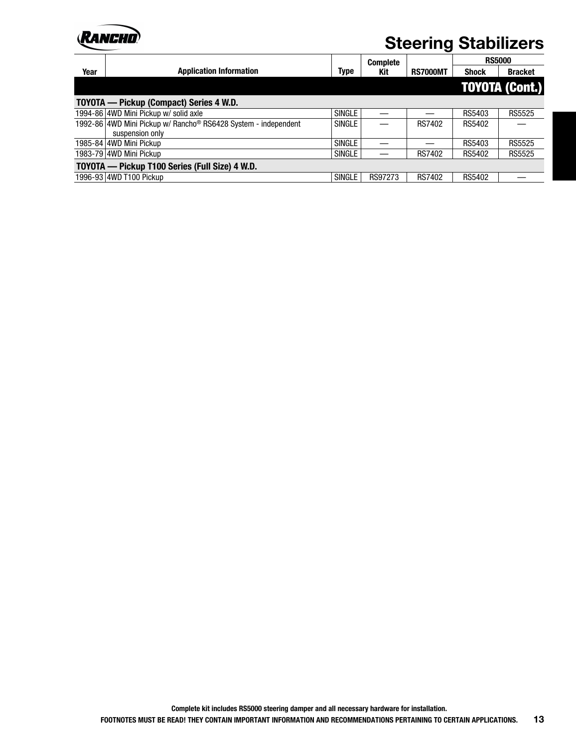# Steering Stabilizers

| Year | Application Information | Type | Complete Kit | RS7000MT | RS5000 | |
|---|---|---|---|---|---|---|
| | | | | | Shock | Bracket |
| **TOYOTA (Cont.)** | | | | | | |
| **TOYOTA — Pickup (Compact) Series 4 W.D.** | | | | | | |
| 1994-86 | 4WD Mini Pickup w/ solid axle | SINGLE | — | — | RS5403 | RS5525 |
| 1992-86 | 4WD Mini Pickup w/ Rancho® RS6428 System - independent suspension only | SINGLE | — | RS7402 | RS5402 | — |
| 1985-84 | 4WD Mini Pickup | SINGLE | — | — | RS5403 | RS5525 |
| 1983-79 | 4WD Mini Pickup | SINGLE | — | RS7402 | RS5402 | RS5525 |
| **TOYOTA — Pickup T100 Series (Full Size) 4 W.D.** | | | | | | |
| 1996-93 | 4WD T100 Pickup | SINGLE | RS97273 | RS7402 | RS5402 | — |

**Complete kit includes RS5000 steering damper and all necessary hardware for installation.**

**FOOTNOTES MUST BE READ! THEY CONTAIN IMPORTANT INFORMATION AND RECOMMENDATIONS PERTAINING TO CERTAIN APPLICATIONS.**